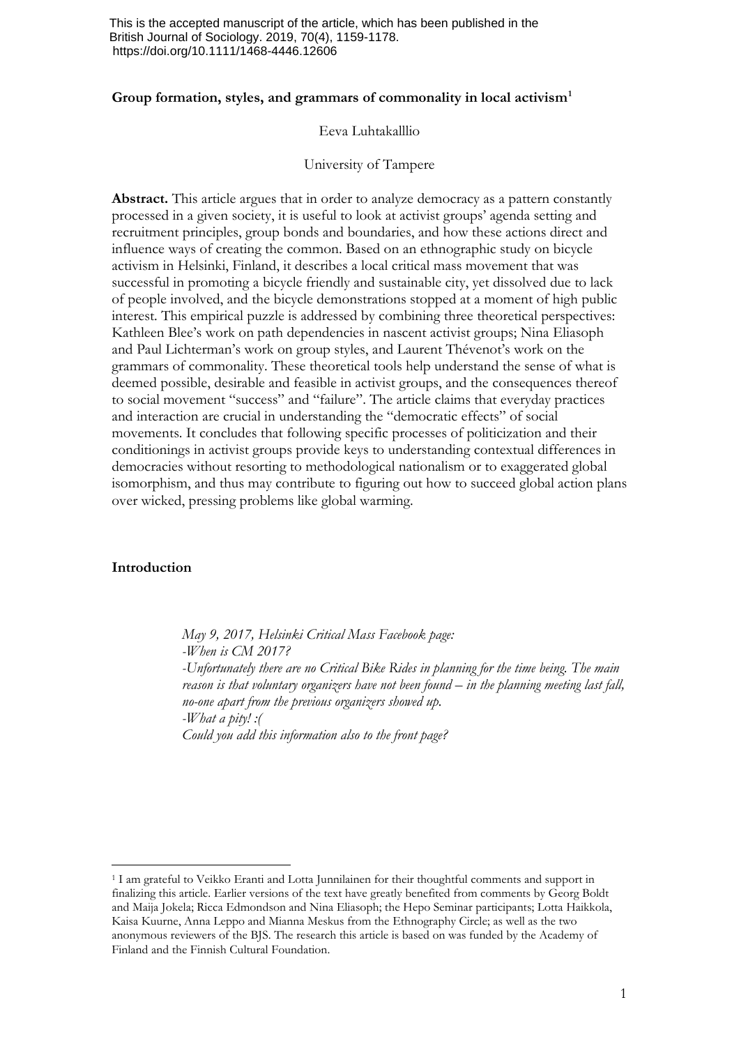This is the accepted manuscript of the article, which has been published in the British Journal of Sociology. 2019, 70(4), 1159-1178. https://doi.org/10.1111/1468-4446.12606

# Group formation, styles, and grammars of commonality in local activism[1]

Eeva Luhtakalllio

University of Tampere

**Abstract.** This article argues that in order to analyze democracy as a pattern constantly processed in a given society, it is useful to look at activist groups' agenda setting and recruitment principles, group bonds and boundaries, and how these actions direct and influence ways of creating the common. Based on an ethnographic study on bicycle activism in Helsinki, Finland, it describes a local critical mass movement that was successful in promoting a bicycle friendly and sustainable city, yet dissolved due to lack of people involved, and the bicycle demonstrations stopped at a moment of high public interest. This empirical puzzle is addressed by combining three theoretical perspectives: Kathleen Blee's work on path dependencies in nascent activist groups; Nina Eliasoph and Paul Lichterman's work on group styles, and Laurent Thévenot's work on the grammars of commonality. These theoretical tools help understand the sense of what is deemed possible, desirable and feasible in activist groups, and the consequences thereof to social movement "success" and "failure". The article claims that everyday practices and interaction are crucial in understanding the "democratic effects" of social movements. It concludes that following specific processes of politicization and their conditionings in activist groups provide keys to understanding contextual differences in democracies without resorting to methodological nationalism or to exaggerated global isomorphism, and thus may contribute to figuring out how to succeed global action plans over wicked, pressing problems like global warming.

## Introduction

*May 9, 2017, Helsinki Critical Mass Facebook page:*
*-When is CM 2017?*
*-Unfortunately there are no Critical Bike Rides in planning for the time being. The main reason is that voluntary organizers have not been found – in the planning meeting last fall, no-one apart from the previous organizers showed up.*
*-What a pity! :(*
*Could you add this information also to the front page?*

[1] I am grateful to Veikko Eranti and Lotta Junnilainen for their thoughtful comments and support in finalizing this article. Earlier versions of the text have greatly benefited from comments by Georg Boldt and Maija Jokela; Ricca Edmondson and Nina Eliasoph; the Hepo Seminar participants; Lotta Haikkola, Kaisa Kuurne, Anna Leppo and Mianna Meskus from the Ethnography Circle; as well as the two anonymous reviewers of the BJS. The research this article is based on was funded by the Academy of Finland and the Finnish Cultural Foundation.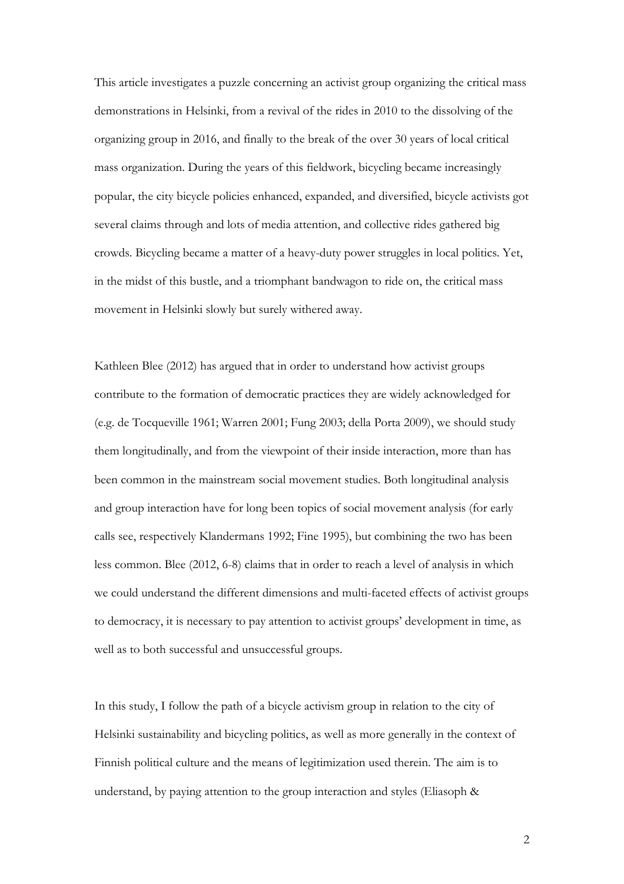This article investigates a puzzle concerning an activist group organizing the critical mass demonstrations in Helsinki, from a revival of the rides in 2010 to the dissolving of the organizing group in 2016, and finally to the break of the over 30 years of local critical mass organization. During the years of this fieldwork, bicycling became increasingly popular, the city bicycle policies enhanced, expanded, and diversified, bicycle activists got several claims through and lots of media attention, and collective rides gathered big crowds. Bicycling became a matter of a heavy-duty power struggles in local politics. Yet, in the midst of this bustle, and a triomphant bandwagon to ride on, the critical mass movement in Helsinki slowly but surely withered away.

Kathleen Blee (2012) has argued that in order to understand how activist groups contribute to the formation of democratic practices they are widely acknowledged for (e.g. de Tocqueville 1961; Warren 2001; Fung 2003; della Porta 2009), we should study them longitudinally, and from the viewpoint of their inside interaction, more than has been common in the mainstream social movement studies. Both longitudinal analysis and group interaction have for long been topics of social movement analysis (for early calls see, respectively Klandermans 1992; Fine 1995), but combining the two has been less common. Blee (2012, 6-8) claims that in order to reach a level of analysis in which we could understand the different dimensions and multi-faceted effects of activist groups to democracy, it is necessary to pay attention to activist groups' development in time, as well as to both successful and unsuccessful groups.

In this study, I follow the path of a bicycle activism group in relation to the city of Helsinki sustainability and bicycling politics, as well as more generally in the context of Finnish political culture and the means of legitimization used therein. The aim is to understand, by paying attention to the group interaction and styles (Eliasoph &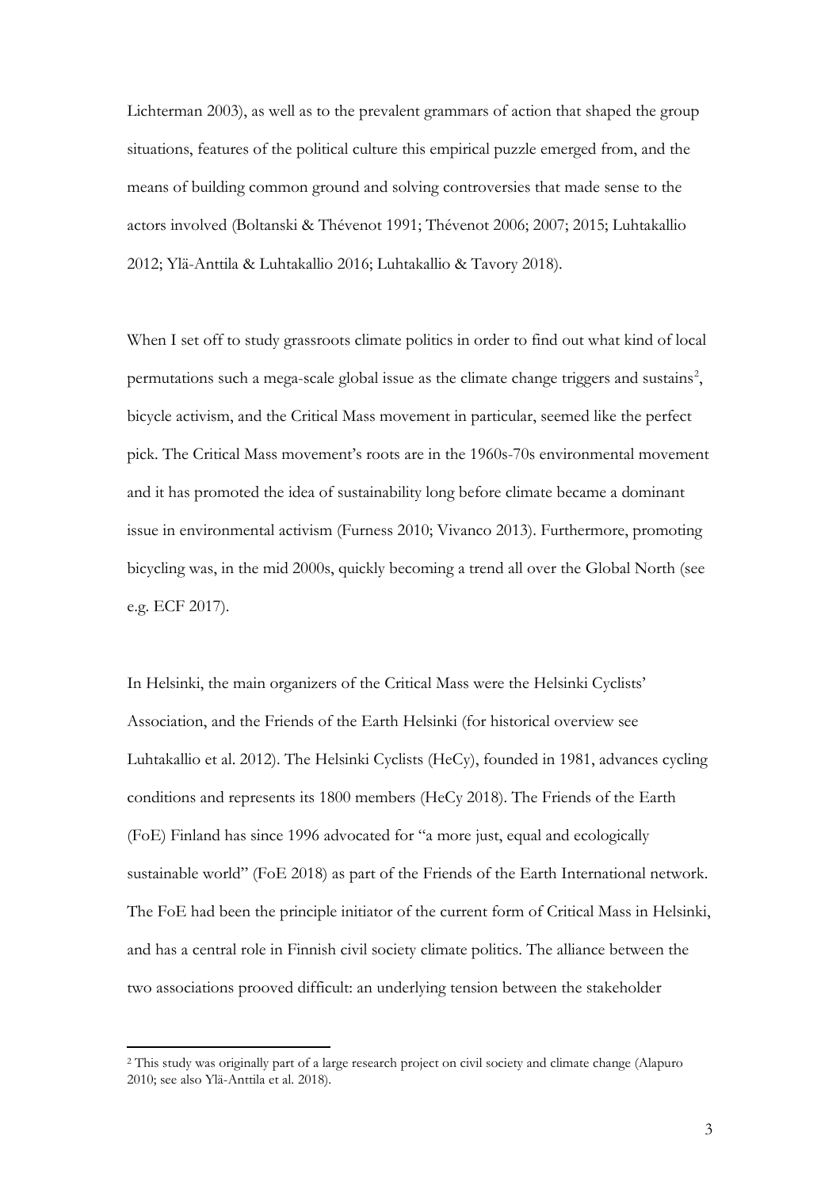Lichterman 2003), as well as to the prevalent grammars of action that shaped the group situations, features of the political culture this empirical puzzle emerged from, and the means of building common ground and solving controversies that made sense to the actors involved (Boltanski & Thévenot 1991; Thévenot 2006; 2007; 2015; Luhtakallio 2012; Ylä-Anttila & Luhtakallio 2016; Luhtakallio & Tavory 2018).

When I set off to study grassroots climate politics in order to find out what kind of local permutations such a mega-scale global issue as the climate change triggers and sustains[2], bicycle activism, and the Critical Mass movement in particular, seemed like the perfect pick. The Critical Mass movement's roots are in the 1960s-70s environmental movement and it has promoted the idea of sustainability long before climate became a dominant issue in environmental activism (Furness 2010; Vivanco 2013). Furthermore, promoting bicycling was, in the mid 2000s, quickly becoming a trend all over the Global North (see e.g. ECF 2017).

In Helsinki, the main organizers of the Critical Mass were the Helsinki Cyclists' Association, and the Friends of the Earth Helsinki (for historical overview see Luhtakallio et al. 2012). The Helsinki Cyclists (HeCy), founded in 1981, advances cycling conditions and represents its 1800 members (HeCy 2018). The Friends of the Earth (FoE) Finland has since 1996 advocated for "a more just, equal and ecologically sustainable world" (FoE 2018) as part of the Friends of the Earth International network. The FoE had been the principle initiator of the current form of Critical Mass in Helsinki, and has a central role in Finnish civil society climate politics. The alliance between the two associations prooved difficult: an underlying tension between the stakeholder

[2] This study was originally part of a large research project on civil society and climate change (Alapuro 2010; see also Ylä-Anttila et al. 2018).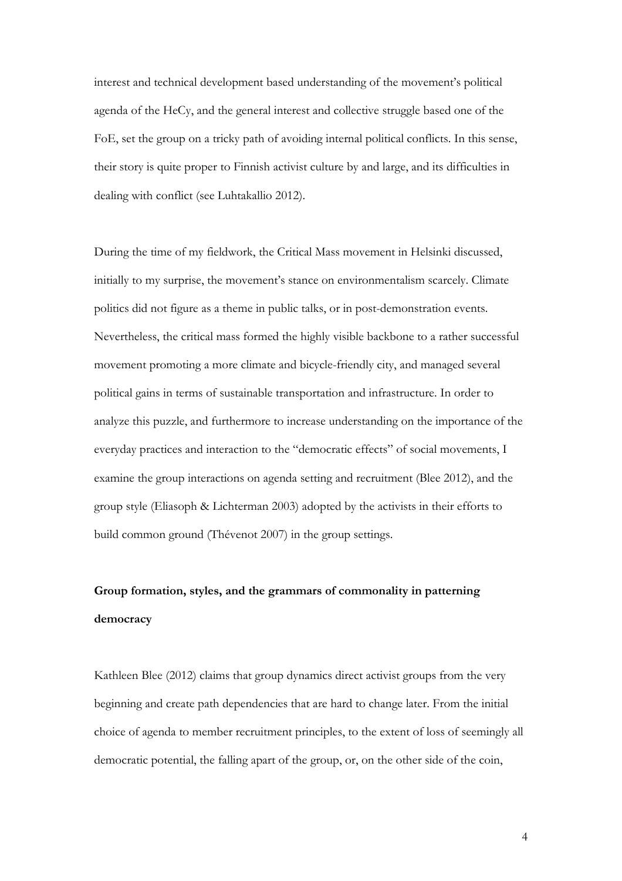interest and technical development based understanding of the movement's political agenda of the HeCy, and the general interest and collective struggle based one of the FoE, set the group on a tricky path of avoiding internal political conflicts. In this sense, their story is quite proper to Finnish activist culture by and large, and its difficulties in dealing with conflict (see Luhtakallio 2012).

During the time of my fieldwork, the Critical Mass movement in Helsinki discussed, initially to my surprise, the movement's stance on environmentalism scarcely. Climate politics did not figure as a theme in public talks, or in post-demonstration events. Nevertheless, the critical mass formed the highly visible backbone to a rather successful movement promoting a more climate and bicycle-friendly city, and managed several political gains in terms of sustainable transportation and infrastructure. In order to analyze this puzzle, and furthermore to increase understanding on the importance of the everyday practices and interaction to the "democratic effects" of social movements, I examine the group interactions on agenda setting and recruitment (Blee 2012), and the group style (Eliasoph & Lichterman 2003) adopted by the activists in their efforts to build common ground (Thévenot 2007) in the group settings.

## Group formation, styles, and the grammars of commonality in patterning democracy

Kathleen Blee (2012) claims that group dynamics direct activist groups from the very beginning and create path dependencies that are hard to change later. From the initial choice of agenda to member recruitment principles, to the extent of loss of seemingly all democratic potential, the falling apart of the group, or, on the other side of the coin,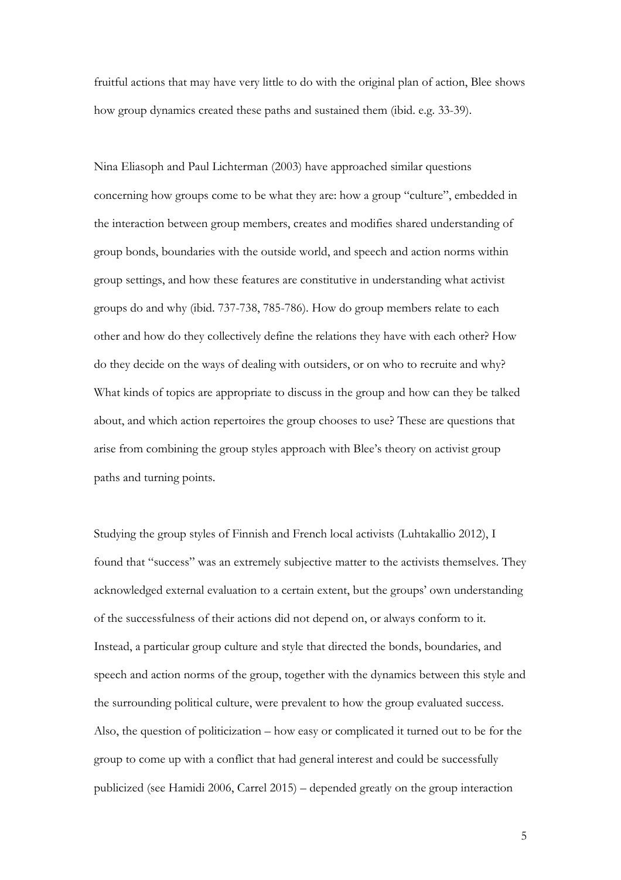fruitful actions that may have very little to do with the original plan of action, Blee shows how group dynamics created these paths and sustained them (ibid. e.g. 33-39).

Nina Eliasoph and Paul Lichterman (2003) have approached similar questions concerning how groups come to be what they are: how a group "culture", embedded in the interaction between group members, creates and modifies shared understanding of group bonds, boundaries with the outside world, and speech and action norms within group settings, and how these features are constitutive in understanding what activist groups do and why (ibid. 737-738, 785-786). How do group members relate to each other and how do they collectively define the relations they have with each other? How do they decide on the ways of dealing with outsiders, or on who to recruite and why? What kinds of topics are appropriate to discuss in the group and how can they be talked about, and which action repertoires the group chooses to use? These are questions that arise from combining the group styles approach with Blee's theory on activist group paths and turning points.

Studying the group styles of Finnish and French local activists (Luhtakallio 2012), I found that "success" was an extremely subjective matter to the activists themselves. They acknowledged external evaluation to a certain extent, but the groups' own understanding of the successfulness of their actions did not depend on, or always conform to it. Instead, a particular group culture and style that directed the bonds, boundaries, and speech and action norms of the group, together with the dynamics between this style and the surrounding political culture, were prevalent to how the group evaluated success. Also, the question of politicization – how easy or complicated it turned out to be for the group to come up with a conflict that had general interest and could be successfully publicized (see Hamidi 2006, Carrel 2015) – depended greatly on the group interaction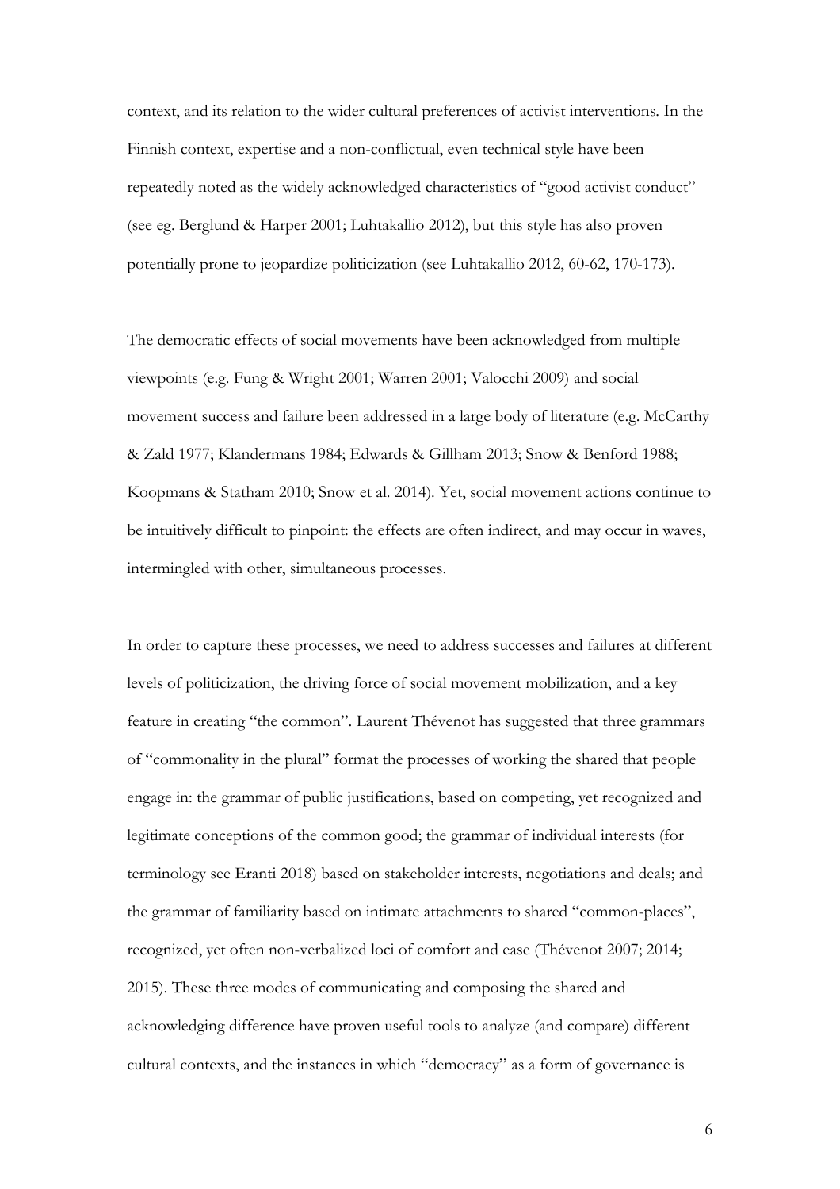context, and its relation to the wider cultural preferences of activist interventions. In the Finnish context, expertise and a non-conflictual, even technical style have been repeatedly noted as the widely acknowledged characteristics of "good activist conduct" (see eg. Berglund & Harper 2001; Luhtakallio 2012), but this style has also proven potentially prone to jeopardize politicization (see Luhtakallio 2012, 60-62, 170-173).

The democratic effects of social movements have been acknowledged from multiple viewpoints (e.g. Fung & Wright 2001; Warren 2001; Valocchi 2009) and social movement success and failure been addressed in a large body of literature (e.g. McCarthy & Zald 1977; Klandermans 1984; Edwards & Gillham 2013; Snow & Benford 1988; Koopmans & Statham 2010; Snow et al. 2014). Yet, social movement actions continue to be intuitively difficult to pinpoint: the effects are often indirect, and may occur in waves, intermingled with other, simultaneous processes.

In order to capture these processes, we need to address successes and failures at different levels of politicization, the driving force of social movement mobilization, and a key feature in creating "the common". Laurent Thévenot has suggested that three grammars of "commonality in the plural" format the processes of working the shared that people engage in: the grammar of public justifications, based on competing, yet recognized and legitimate conceptions of the common good; the grammar of individual interests (for terminology see Eranti 2018) based on stakeholder interests, negotiations and deals; and the grammar of familiarity based on intimate attachments to shared "common-places", recognized, yet often non-verbalized loci of comfort and ease (Thévenot 2007; 2014; 2015). These three modes of communicating and composing the shared and acknowledging difference have proven useful tools to analyze (and compare) different cultural contexts, and the instances in which "democracy" as a form of governance is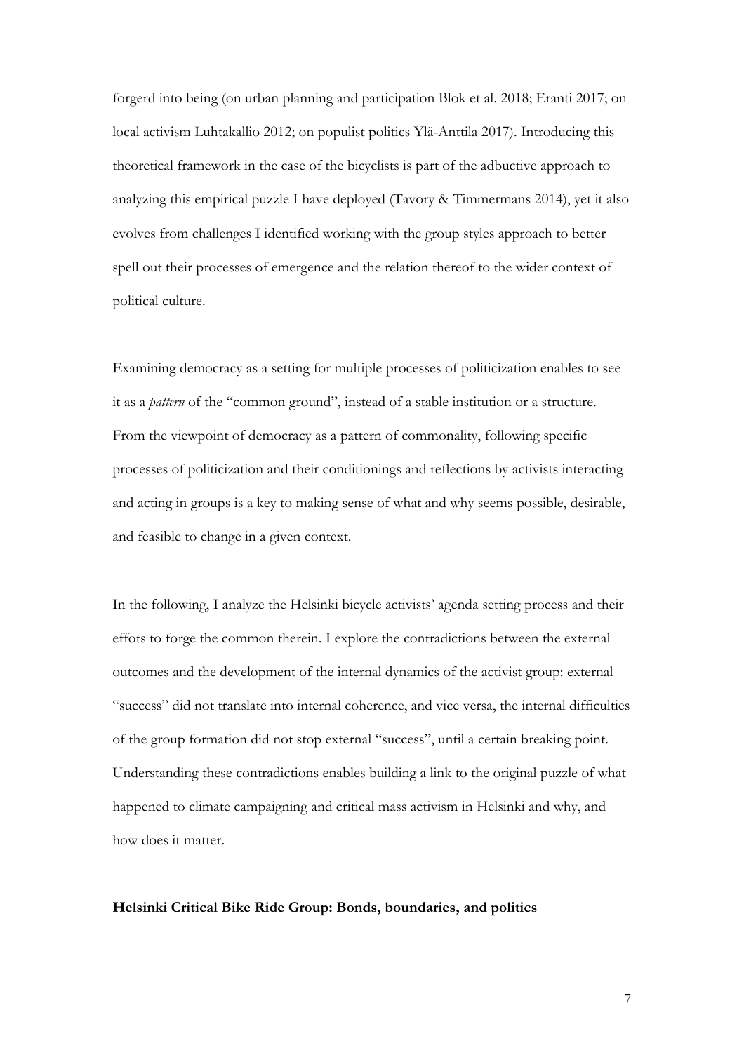forgerd into being (on urban planning and participation Blok et al. 2018; Eranti 2017; on local activism Luhtakallio 2012; on populist politics Ylä-Anttila 2017). Introducing this theoretical framework in the case of the bicyclists is part of the adbuctive approach to analyzing this empirical puzzle I have deployed (Tavory & Timmermans 2014), yet it also evolves from challenges I identified working with the group styles approach to better spell out their processes of emergence and the relation thereof to the wider context of political culture.

Examining democracy as a setting for multiple processes of politicization enables to see it as a *pattern* of the "common ground", instead of a stable institution or a structure. From the viewpoint of democracy as a pattern of commonality, following specific processes of politicization and their conditionings and reflections by activists interacting and acting in groups is a key to making sense of what and why seems possible, desirable, and feasible to change in a given context.

In the following, I analyze the Helsinki bicycle activists' agenda setting process and their effots to forge the common therein. I explore the contradictions between the external outcomes and the development of the internal dynamics of the activist group: external "success" did not translate into internal coherence, and vice versa, the internal difficulties of the group formation did not stop external "success", until a certain breaking point. Understanding these contradictions enables building a link to the original puzzle of what happened to climate campaigning and critical mass activism in Helsinki and why, and how does it matter.

## Helsinki Critical Bike Ride Group: Bonds, boundaries, and politics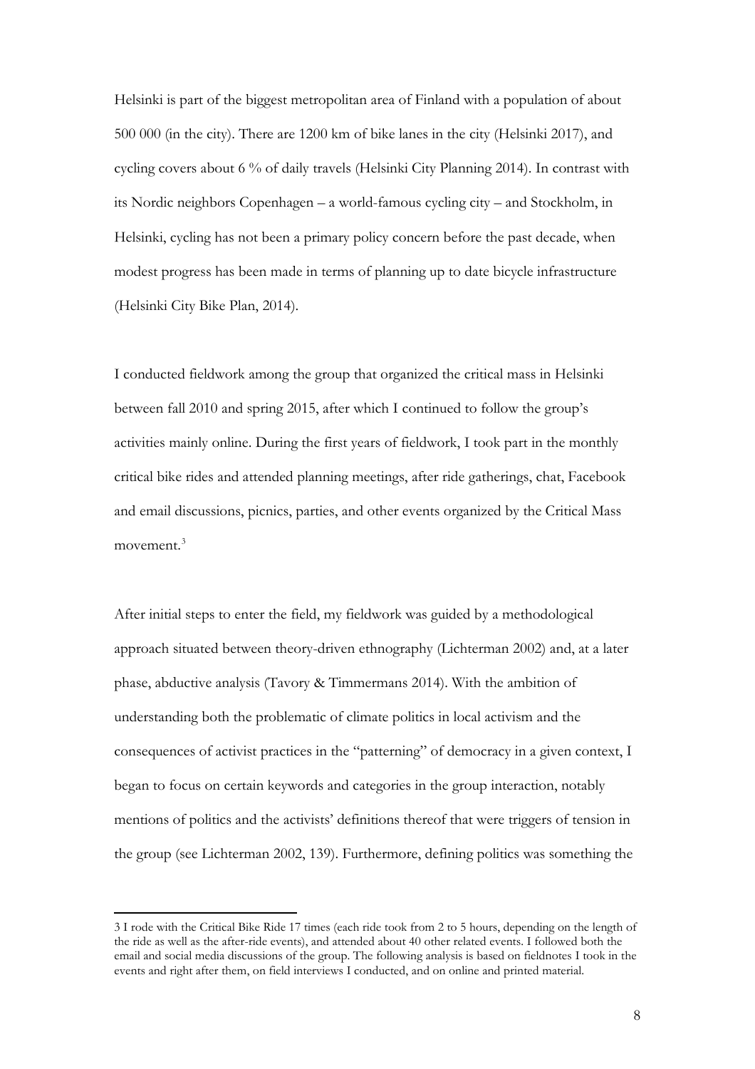Helsinki is part of the biggest metropolitan area of Finland with a population of about 500 000 (in the city). There are 1200 km of bike lanes in the city (Helsinki 2017), and cycling covers about 6 % of daily travels (Helsinki City Planning 2014). In contrast with its Nordic neighbors Copenhagen – a world-famous cycling city – and Stockholm, in Helsinki, cycling has not been a primary policy concern before the past decade, when modest progress has been made in terms of planning up to date bicycle infrastructure (Helsinki City Bike Plan, 2014).

I conducted fieldwork among the group that organized the critical mass in Helsinki between fall 2010 and spring 2015, after which I continued to follow the group's activities mainly online. During the first years of fieldwork, I took part in the monthly critical bike rides and attended planning meetings, after ride gatherings, chat, Facebook and email discussions, picnics, parties, and other events organized by the Critical Mass movement.[3]

After initial steps to enter the field, my fieldwork was guided by a methodological approach situated between theory-driven ethnography (Lichterman 2002) and, at a later phase, abductive analysis (Tavory & Timmermans 2014). With the ambition of understanding both the problematic of climate politics in local activism and the consequences of activist practices in the "patterning" of democracy in a given context, I began to focus on certain keywords and categories in the group interaction, notably mentions of politics and the activists' definitions thereof that were triggers of tension in the group (see Lichterman 2002, 139). Furthermore, defining politics was something the

---

3 I rode with the Critical Bike Ride 17 times (each ride took from 2 to 5 hours, depending on the length of the ride as well as the after-ride events), and attended about 40 other related events. I followed both the email and social media discussions of the group. The following analysis is based on fieldnotes I took in the events and right after them, on field interviews I conducted, and on online and printed material.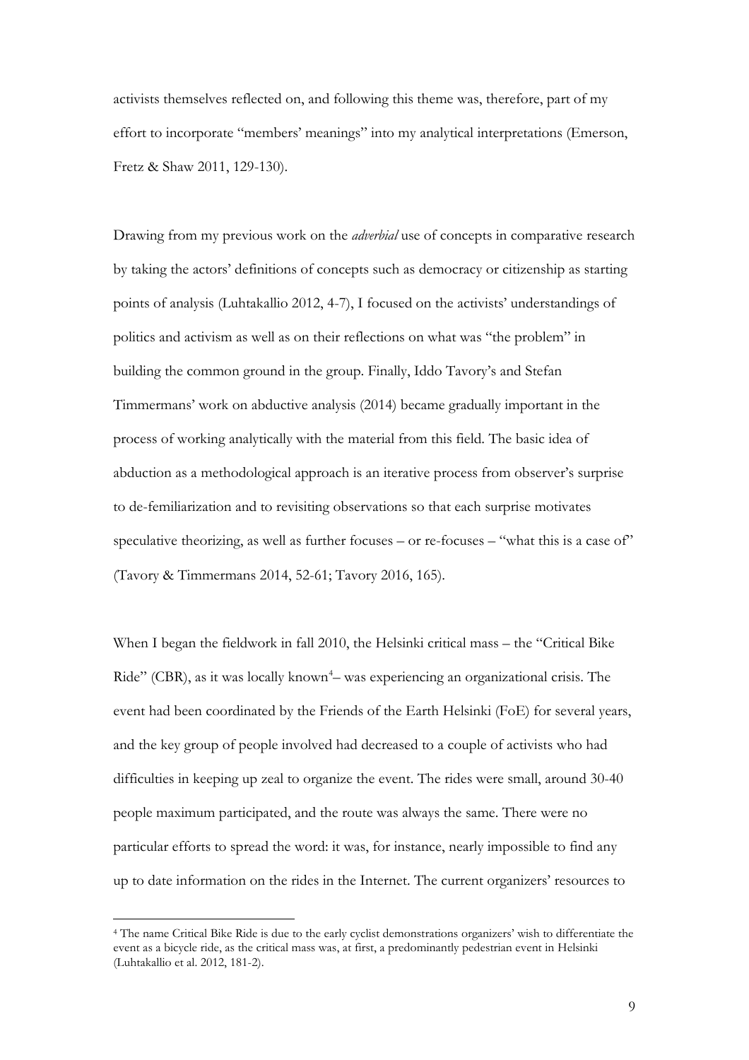activists themselves reflected on, and following this theme was, therefore, part of my effort to incorporate "members' meanings" into my analytical interpretations (Emerson, Fretz & Shaw 2011, 129-130).

Drawing from my previous work on the *adverbial* use of concepts in comparative research by taking the actors' definitions of concepts such as democracy or citizenship as starting points of analysis (Luhtakallio 2012, 4-7), I focused on the activists' understandings of politics and activism as well as on their reflections on what was "the problem" in building the common ground in the group. Finally, Iddo Tavory's and Stefan Timmermans' work on abductive analysis (2014) became gradually important in the process of working analytically with the material from this field. The basic idea of abduction as a methodological approach is an iterative process from observer's surprise to de-familiarization and to revisiting observations so that each surprise motivates speculative theorizing, as well as further focuses – or re-focuses – "what this is a case of" (Tavory & Timmermans 2014, 52-61; Tavory 2016, 165).

When I began the fieldwork in fall 2010, the Helsinki critical mass – the "Critical Bike Ride" (CBR), as it was locally known[4]– was experiencing an organizational crisis. The event had been coordinated by the Friends of the Earth Helsinki (FoE) for several years, and the key group of people involved had decreased to a couple of activists who had difficulties in keeping up zeal to organize the event. The rides were small, around 30-40 people maximum participated, and the route was always the same. There were no particular efforts to spread the word: it was, for instance, nearly impossible to find any up to date information on the rides in the Internet. The current organizers' resources to

[4] The name Critical Bike Ride is due to the early cyclist demonstrations organizers' wish to differentiate the event as a bicycle ride, as the critical mass was, at first, a predominantly pedestrian event in Helsinki (Luhtakallio et al. 2012, 181-2).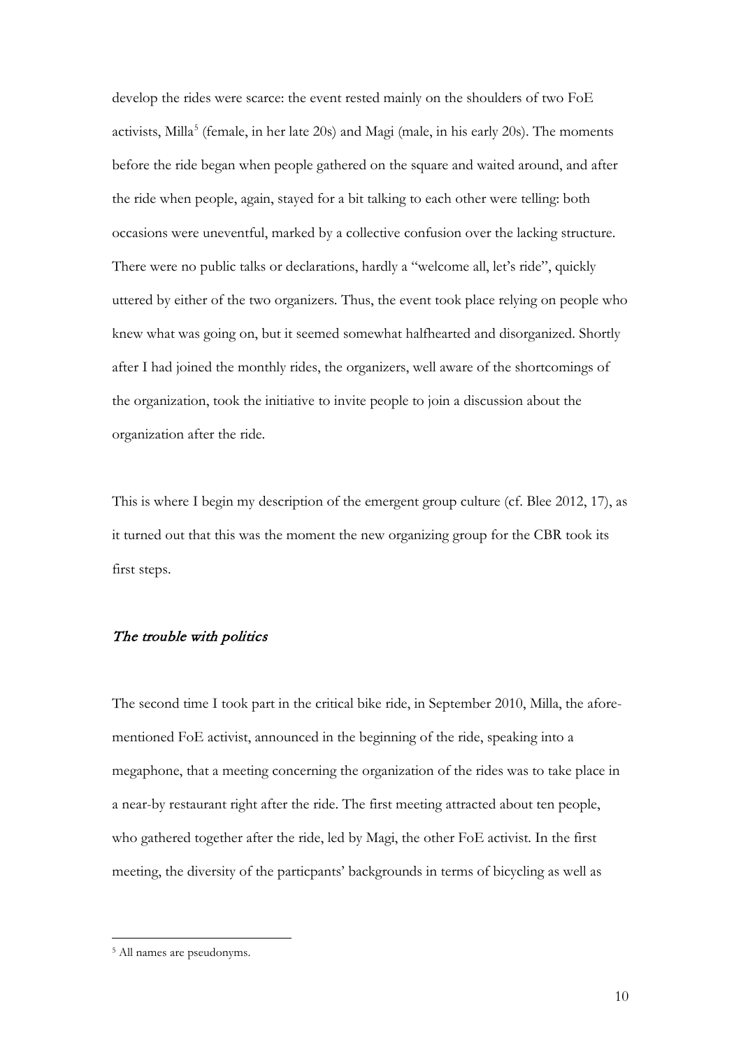develop the rides were scarce: the event rested mainly on the shoulders of two FoE activists, Milla[5] (female, in her late 20s) and Magi (male, in his early 20s). The moments before the ride began when people gathered on the square and waited around, and after the ride when people, again, stayed for a bit talking to each other were telling: both occasions were uneventful, marked by a collective confusion over the lacking structure. There were no public talks or declarations, hardly a "welcome all, let's ride", quickly uttered by either of the two organizers. Thus, the event took place relying on people who knew what was going on, but it seemed somewhat halfhearted and disorganized. Shortly after I had joined the monthly rides, the organizers, well aware of the shortcomings of the organization, took the initiative to invite people to join a discussion about the organization after the ride.

This is where I begin my description of the emergent group culture (cf. Blee 2012, 17), as it turned out that this was the moment the new organizing group for the CBR took its first steps.

## *The trouble with politics*

The second time I took part in the critical bike ride, in September 2010, Milla, the aforementioned FoE activist, announced in the beginning of the ride, speaking into a megaphone, that a meeting concerning the organization of the rides was to take place in a near-by restaurant right after the ride. The first meeting attracted about ten people, who gathered together after the ride, led by Magi, the other FoE activist. In the first meeting, the diversity of the particpants' backgrounds in terms of bicycling as well as

[5] All names are pseudonyms.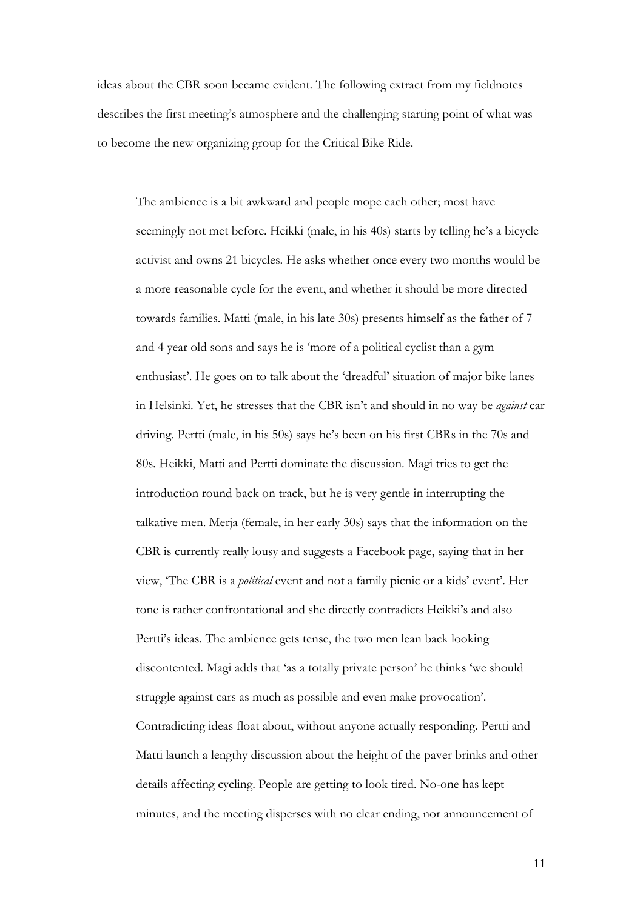ideas about the CBR soon became evident. The following extract from my fieldnotes describes the first meeting's atmosphere and the challenging starting point of what was to become the new organizing group for the Critical Bike Ride.

> The ambience is a bit awkward and people mope each other; most have seemingly not met before. Heikki (male, in his 40s) starts by telling he's a bicycle activist and owns 21 bicycles. He asks whether once every two months would be a more reasonable cycle for the event, and whether it should be more directed towards families. Matti (male, in his late 30s) presents himself as the father of 7 and 4 year old sons and says he is 'more of a political cyclist than a gym enthusiast'. He goes on to talk about the 'dreadful' situation of major bike lanes in Helsinki. Yet, he stresses that the CBR isn't and should in no way be *against* car driving. Pertti (male, in his 50s) says he's been on his first CBRs in the 70s and 80s. Heikki, Matti and Pertti dominate the discussion. Magi tries to get the introduction round back on track, but he is very gentle in interrupting the talkative men. Merja (female, in her early 30s) says that the information on the CBR is currently really lousy and suggests a Facebook page, saying that in her view, 'The CBR is a *political* event and not a family picnic or a kids' event'. Her tone is rather confrontational and she directly contradicts Heikki's and also Pertti's ideas. The ambience gets tense, the two men lean back looking discontented. Magi adds that 'as a totally private person' he thinks 'we should struggle against cars as much as possible and even make provocation'. Contradicting ideas float about, without anyone actually responding. Pertti and Matti launch a lengthy discussion about the height of the paver brinks and other details affecting cycling. People are getting to look tired. No-one has kept minutes, and the meeting disperses with no clear ending, nor announcement of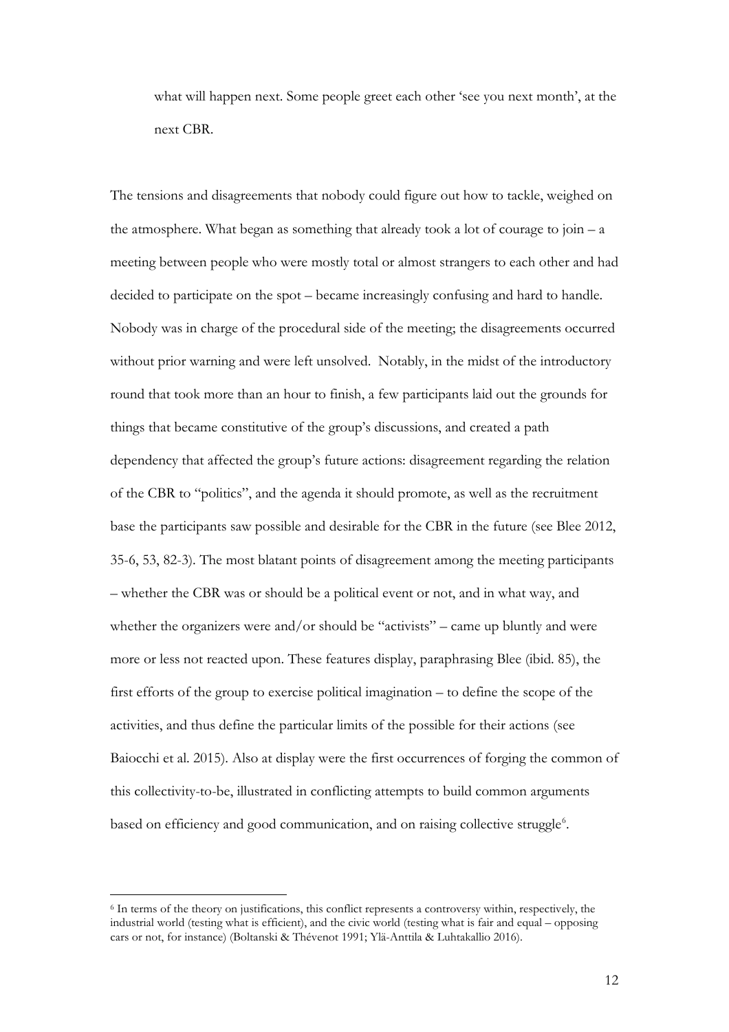> what will happen next. Some people greet each other 'see you next month', at the next CBR.

The tensions and disagreements that nobody could figure out how to tackle, weighed on the atmosphere. What began as something that already took a lot of courage to join – a meeting between people who were mostly total or almost strangers to each other and had decided to participate on the spot – became increasingly confusing and hard to handle. Nobody was in charge of the procedural side of the meeting; the disagreements occurred without prior warning and were left unsolved. Notably, in the midst of the introductory round that took more than an hour to finish, a few participants laid out the grounds for things that became constitutive of the group's discussions, and created a path dependency that affected the group's future actions: disagreement regarding the relation of the CBR to "politics", and the agenda it should promote, as well as the recruitment base the participants saw possible and desirable for the CBR in the future (see Blee 2012, 35-6, 53, 82-3). The most blatant points of disagreement among the meeting participants – whether the CBR was or should be a political event or not, and in what way, and whether the organizers were and/or should be "activists" – came up bluntly and were more or less not reacted upon. These features display, paraphrasing Blee (ibid. 85), the first efforts of the group to exercise political imagination – to define the scope of the activities, and thus define the particular limits of the possible for their actions (see Baiocchi et al. 2015). Also at display were the first occurrences of forging the common of this collectivity-to-be, illustrated in conflicting attempts to build common arguments based on efficiency and good communication, and on raising collective struggle[6].

[6] In terms of the theory on justifications, this conflict represents a controversy within, respectively, the industrial world (testing what is efficient), and the civic world (testing what is fair and equal – opposing cars or not, for instance) (Boltanski & Thévenot 1991; Ylä-Anttila & Luhtakallio 2016).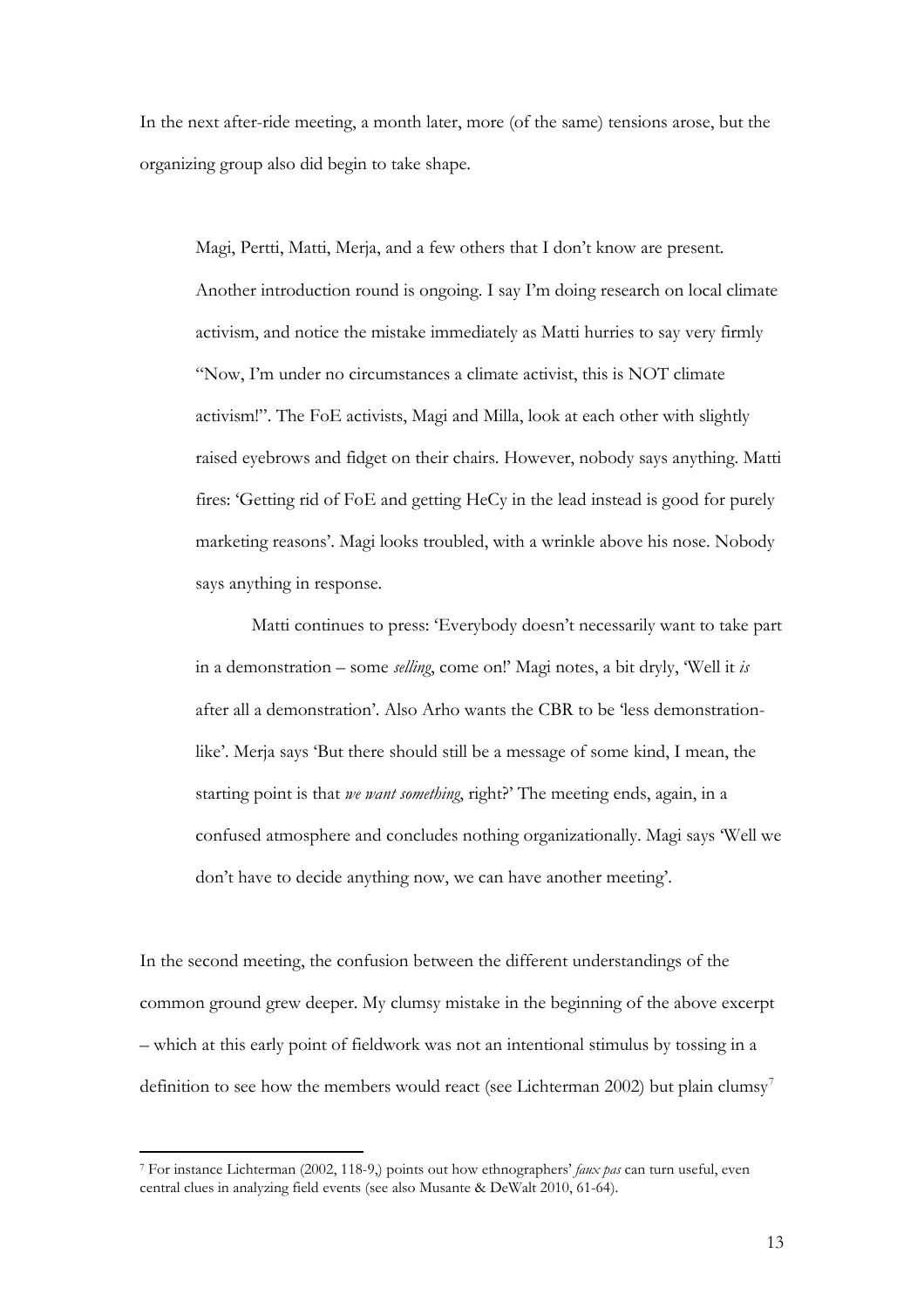In the next after-ride meeting, a month later, more (of the same) tensions arose, but the organizing group also did begin to take shape.

> Magi, Pertti, Matti, Merja, and a few others that I don't know are present. Another introduction round is ongoing. I say I'm doing research on local climate activism, and notice the mistake immediately as Matti hurries to say very firmly "Now, I'm under no circumstances a climate activist, this is NOT climate activism!". The FoE activists, Magi and Milla, look at each other with slightly raised eyebrows and fidget on their chairs. However, nobody says anything. Matti fires: 'Getting rid of FoE and getting HeCy in the lead instead is good for purely marketing reasons'. Magi looks troubled, with a wrinkle above his nose. Nobody says anything in response.
>
> Matti continues to press: 'Everybody doesn't necessarily want to take part in a demonstration – some *selling*, come on!' Magi notes, a bit dryly, 'Well it *is* after all a demonstration'. Also Arho wants the CBR to be 'less demonstration-like'. Merja says 'But there should still be a message of some kind, I mean, the starting point is that *we want something*, right?' The meeting ends, again, in a confused atmosphere and concludes nothing organizationally. Magi says 'Well we don't have to decide anything now, we can have another meeting'.

In the second meeting, the confusion between the different understandings of the common ground grew deeper. My clumsy mistake in the beginning of the above excerpt – which at this early point of fieldwork was not an intentional stimulus by tossing in a definition to see how the members would react (see Lichterman 2002) but plain clumsy[7]

---

[7] For instance Lichterman (2002, 118-9,) points out how ethnographers' *faux pas* can turn useful, even central clues in analyzing field events (see also Musante & DeWalt 2010, 61-64).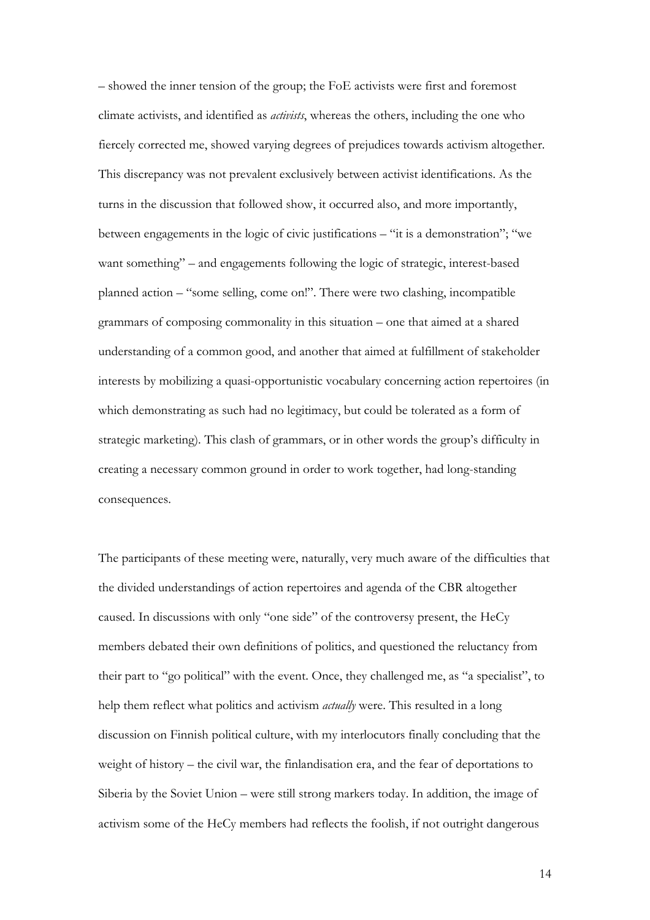– showed the inner tension of the group; the FoE activists were first and foremost climate activists, and identified as *activists*, whereas the others, including the one who fiercely corrected me, showed varying degrees of prejudices towards activism altogether. This discrepancy was not prevalent exclusively between activist identifications. As the turns in the discussion that followed show, it occurred also, and more importantly, between engagements in the logic of civic justifications – "it is a demonstration"; "we want something" – and engagements following the logic of strategic, interest-based planned action – "some selling, come on!". There were two clashing, incompatible grammars of composing commonality in this situation – one that aimed at a shared understanding of a common good, and another that aimed at fulfillment of stakeholder interests by mobilizing a quasi-opportunistic vocabulary concerning action repertoires (in which demonstrating as such had no legitimacy, but could be tolerated as a form of strategic marketing). This clash of grammars, or in other words the group's difficulty in creating a necessary common ground in order to work together, had long-standing consequences.

The participants of these meeting were, naturally, very much aware of the difficulties that the divided understandings of action repertoires and agenda of the CBR altogether caused. In discussions with only "one side" of the controversy present, the HeCy members debated their own definitions of politics, and questioned the reluctancy from their part to "go political" with the event. Once, they challenged me, as "a specialist", to help them reflect what politics and activism *actually* were. This resulted in a long discussion on Finnish political culture, with my interlocutors finally concluding that the weight of history – the civil war, the finlandisation era, and the fear of deportations to Siberia by the Soviet Union – were still strong markers today. In addition, the image of activism some of the HeCy members had reflects the foolish, if not outright dangerous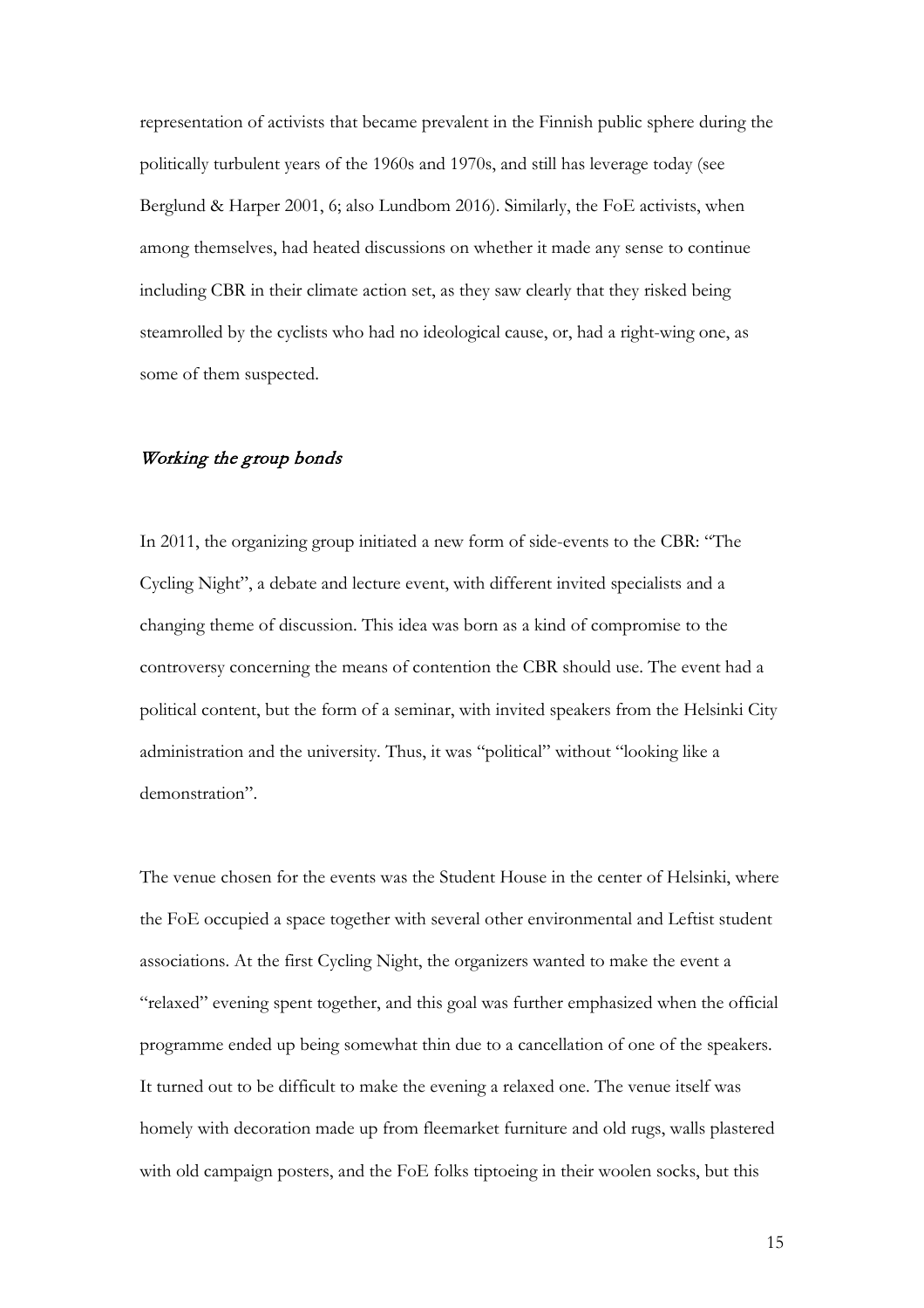representation of activists that became prevalent in the Finnish public sphere during the politically turbulent years of the 1960s and 1970s, and still has leverage today (see Berglund & Harper 2001, 6; also Lundbom 2016). Similarly, the FoE activists, when among themselves, had heated discussions on whether it made any sense to continue including CBR in their climate action set, as they saw clearly that they risked being steamrolled by the cyclists who had no ideological cause, or, had a right-wing one, as some of them suspected.

### *Working the group bonds*

In 2011, the organizing group initiated a new form of side-events to the CBR: "The Cycling Night", a debate and lecture event, with different invited specialists and a changing theme of discussion. This idea was born as a kind of compromise to the controversy concerning the means of contention the CBR should use. The event had a political content, but the form of a seminar, with invited speakers from the Helsinki City administration and the university. Thus, it was "political" without "looking like a demonstration".

The venue chosen for the events was the Student House in the center of Helsinki, where the FoE occupied a space together with several other environmental and Leftist student associations. At the first Cycling Night, the organizers wanted to make the event a "relaxed" evening spent together, and this goal was further emphasized when the official programme ended up being somewhat thin due to a cancellation of one of the speakers. It turned out to be difficult to make the evening a relaxed one. The venue itself was homely with decoration made up from fleemarket furniture and old rugs, walls plastered with old campaign posters, and the FoE folks tiptoeing in their woolen socks, but this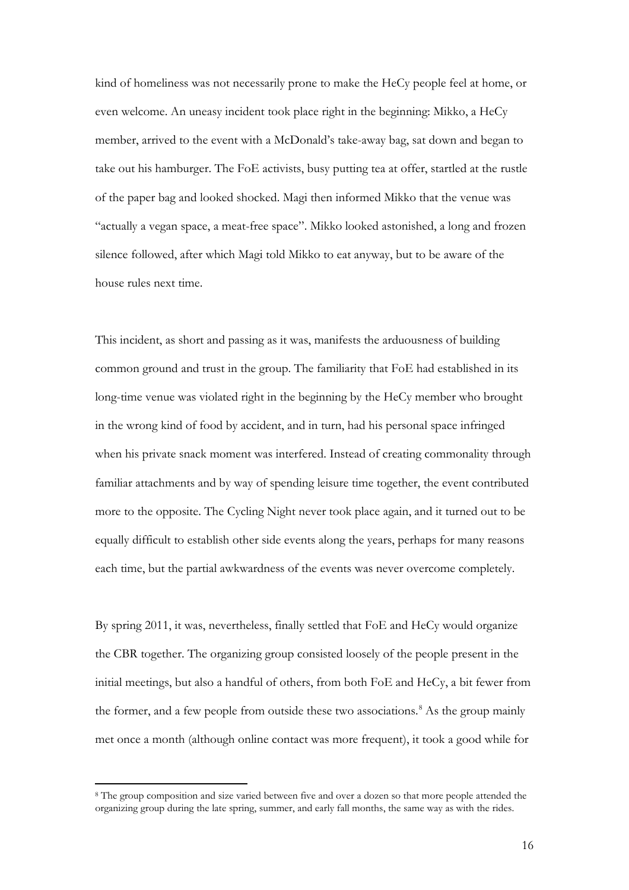kind of homeliness was not necessarily prone to make the HeCy people feel at home, or even welcome. An uneasy incident took place right in the beginning: Mikko, a HeCy member, arrived to the event with a McDonald's take-away bag, sat down and began to take out his hamburger. The FoE activists, busy putting tea at offer, startled at the rustle of the paper bag and looked shocked. Magi then informed Mikko that the venue was "actually a vegan space, a meat-free space". Mikko looked astonished, a long and frozen silence followed, after which Magi told Mikko to eat anyway, but to be aware of the house rules next time.

This incident, as short and passing as it was, manifests the arduousness of building common ground and trust in the group. The familiarity that FoE had established in its long-time venue was violated right in the beginning by the HeCy member who brought in the wrong kind of food by accident, and in turn, had his personal space infringed when his private snack moment was interfered. Instead of creating commonality through familiar attachments and by way of spending leisure time together, the event contributed more to the opposite. The Cycling Night never took place again, and it turned out to be equally difficult to establish other side events along the years, perhaps for many reasons each time, but the partial awkwardness of the events was never overcome completely.

By spring 2011, it was, nevertheless, finally settled that FoE and HeCy would organize the CBR together. The organizing group consisted loosely of the people present in the initial meetings, but also a handful of others, from both FoE and HeCy, a bit fewer from the former, and a few people from outside these two associations.[8] As the group mainly met once a month (although online contact was more frequent), it took a good while for

[8] The group composition and size varied between five and over a dozen so that more people attended the organizing group during the late spring, summer, and early fall months, the same way as with the rides.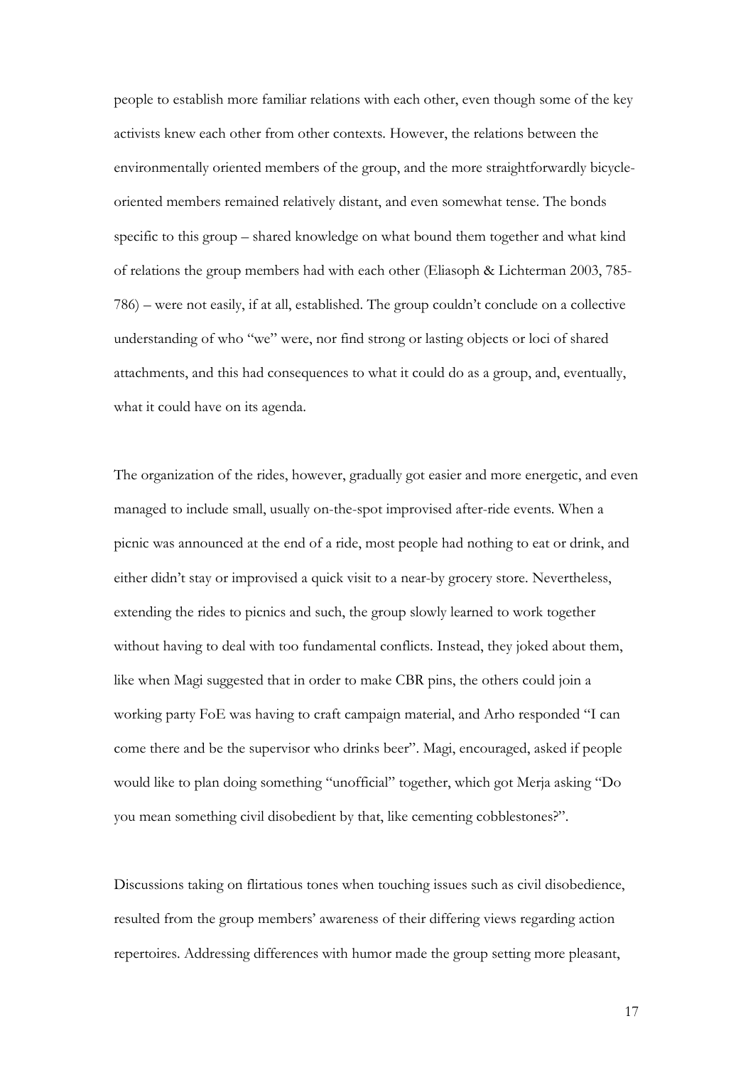people to establish more familiar relations with each other, even though some of the key activists knew each other from other contexts. However, the relations between the environmentally oriented members of the group, and the more straightforwardly bicycle-oriented members remained relatively distant, and even somewhat tense. The bonds specific to this group – shared knowledge on what bound them together and what kind of relations the group members had with each other (Eliasoph & Lichterman 2003, 785-786) – were not easily, if at all, established. The group couldn't conclude on a collective understanding of who "we" were, nor find strong or lasting objects or loci of shared attachments, and this had consequences to what it could do as a group, and, eventually, what it could have on its agenda.

The organization of the rides, however, gradually got easier and more energetic, and even managed to include small, usually on-the-spot improvised after-ride events. When a picnic was announced at the end of a ride, most people had nothing to eat or drink, and either didn't stay or improvised a quick visit to a near-by grocery store. Nevertheless, extending the rides to picnics and such, the group slowly learned to work together without having to deal with too fundamental conflicts. Instead, they joked about them, like when Magi suggested that in order to make CBR pins, the others could join a working party FoE was having to craft campaign material, and Arho responded "I can come there and be the supervisor who drinks beer". Magi, encouraged, asked if people would like to plan doing something "unofficial" together, which got Merja asking "Do you mean something civil disobedient by that, like cementing cobblestones?".

Discussions taking on flirtatious tones when touching issues such as civil disobedience, resulted from the group members' awareness of their differing views regarding action repertoires. Addressing differences with humor made the group setting more pleasant,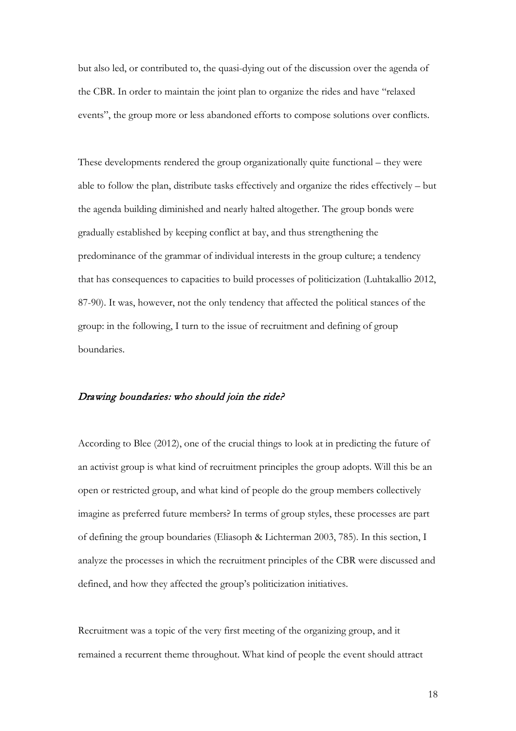but also led, or contributed to, the quasi-dying out of the discussion over the agenda of the CBR. In order to maintain the joint plan to organize the rides and have "relaxed events", the group more or less abandoned efforts to compose solutions over conflicts.

These developments rendered the group organizationally quite functional – they were able to follow the plan, distribute tasks effectively and organize the rides effectively – but the agenda building diminished and nearly halted altogether. The group bonds were gradually established by keeping conflict at bay, and thus strengthening the predominance of the grammar of individual interests in the group culture; a tendency that has consequences to capacities to build processes of politicization (Luhtakallio 2012, 87-90). It was, however, not the only tendency that affected the political stances of the group: in the following, I turn to the issue of recruitment and defining of group boundaries.

### *Drawing boundaries: who should join the ride?*

According to Blee (2012), one of the crucial things to look at in predicting the future of an activist group is what kind of recruitment principles the group adopts. Will this be an open or restricted group, and what kind of people do the group members collectively imagine as preferred future members? In terms of group styles, these processes are part of defining the group boundaries (Eliasoph & Lichterman 2003, 785). In this section, I analyze the processes in which the recruitment principles of the CBR were discussed and defined, and how they affected the group's politicization initiatives.

Recruitment was a topic of the very first meeting of the organizing group, and it remained a recurrent theme throughout. What kind of people the event should attract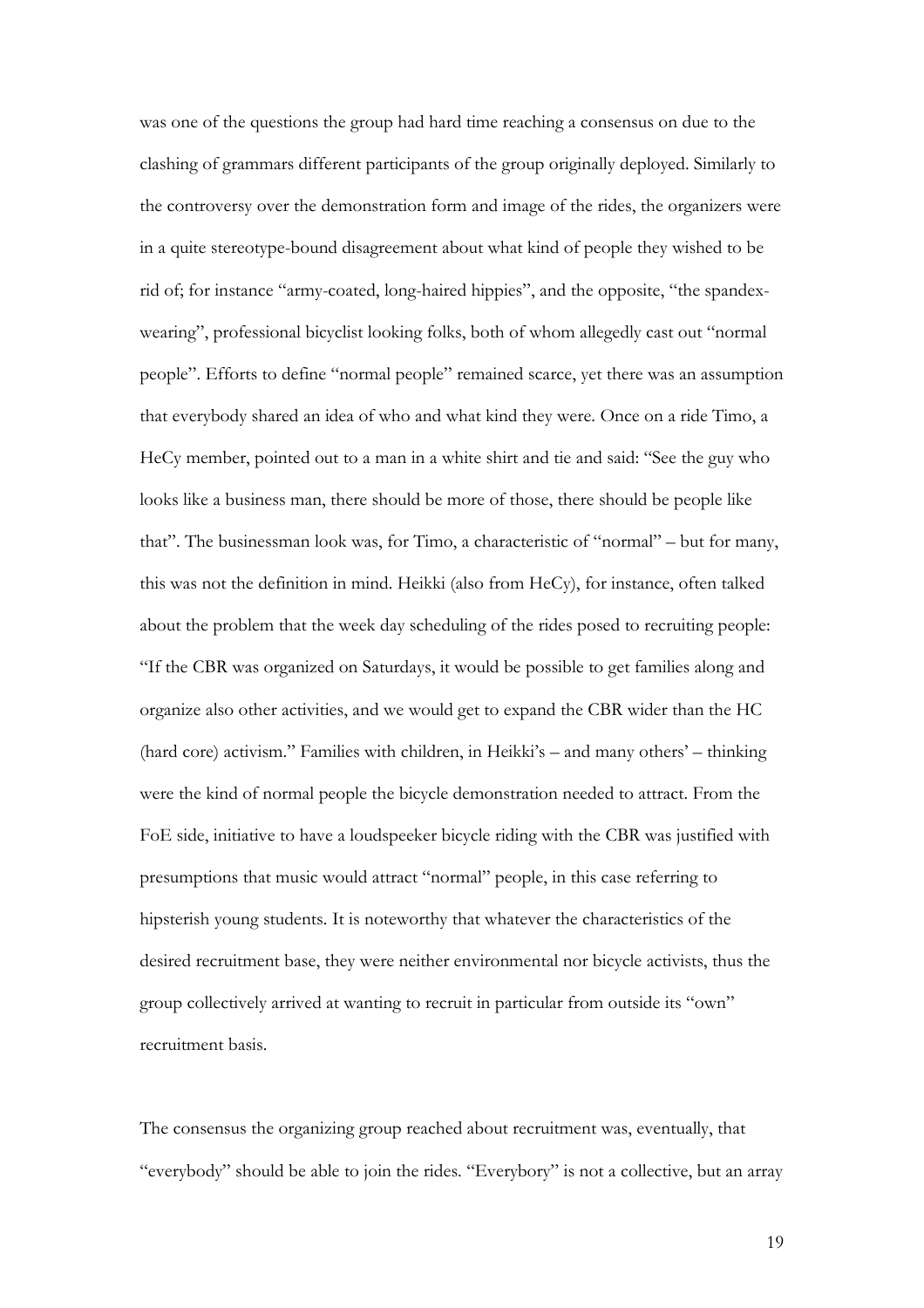was one of the questions the group had hard time reaching a consensus on due to the clashing of grammars different participants of the group originally deployed. Similarly to the controversy over the demonstration form and image of the rides, the organizers were in a quite stereotype-bound disagreement about what kind of people they wished to be rid of; for instance "army-coated, long-haired hippies", and the opposite, "the spandex-wearing", professional bicyclist looking folks, both of whom allegedly cast out "normal people". Efforts to define "normal people" remained scarce, yet there was an assumption that everybody shared an idea of who and what kind they were. Once on a ride Timo, a HeCy member, pointed out to a man in a white shirt and tie and said: "See the guy who looks like a business man, there should be more of those, there should be people like that". The businessman look was, for Timo, a characteristic of "normal" – but for many, this was not the definition in mind. Heikki (also from HeCy), for instance, often talked about the problem that the week day scheduling of the rides posed to recruiting people: "If the CBR was organized on Saturdays, it would be possible to get families along and organize also other activities, and we would get to expand the CBR wider than the HC (hard core) activism." Families with children, in Heikki's – and many others' – thinking were the kind of normal people the bicycle demonstration needed to attract. From the FoE side, initiative to have a loudspeeker bicycle riding with the CBR was justified with presumptions that music would attract "normal" people, in this case referring to hipsterish young students. It is noteworthy that whatever the characteristics of the desired recruitment base, they were neither environmental nor bicycle activists, thus the group collectively arrived at wanting to recruit in particular from outside its "own" recruitment basis.

The consensus the organizing group reached about recruitment was, eventually, that "everybody" should be able to join the rides. "Everybory" is not a collective, but an array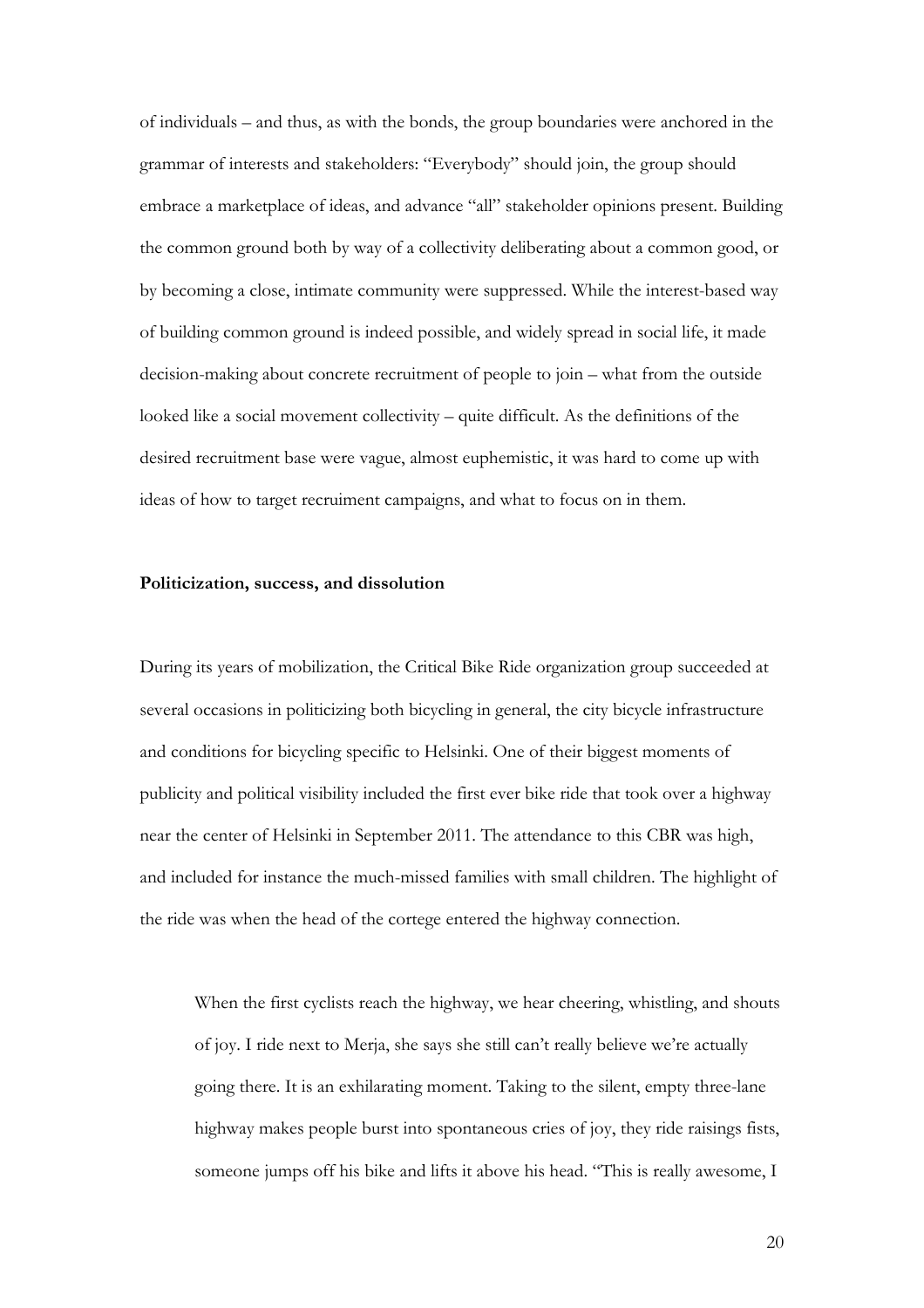of individuals – and thus, as with the bonds, the group boundaries were anchored in the grammar of interests and stakeholders: "Everybody" should join, the group should embrace a marketplace of ideas, and advance "all" stakeholder opinions present. Building the common ground both by way of a collectivity deliberating about a common good, or by becoming a close, intimate community were suppressed. While the interest-based way of building common ground is indeed possible, and widely spread in social life, it made decision-making about concrete recruitment of people to join – what from the outside looked like a social movement collectivity – quite difficult. As the definitions of the desired recruitment base were vague, almost euphemistic, it was hard to come up with ideas of how to target recruiment campaigns, and what to focus on in them.

**Politicization, success, and dissolution**

During its years of mobilization, the Critical Bike Ride organization group succeeded at several occasions in politicizing both bicycling in general, the city bicycle infrastructure and conditions for bicycling specific to Helsinki. One of their biggest moments of publicity and political visibility included the first ever bike ride that took over a highway near the center of Helsinki in September 2011. The attendance to this CBR was high, and included for instance the much-missed families with small children. The highlight of the ride was when the head of the cortege entered the highway connection.

> When the first cyclists reach the highway, we hear cheering, whistling, and shouts of joy. I ride next to Merja, she says she still can't really believe we're actually going there. It is an exhilarating moment. Taking to the silent, empty three-lane highway makes people burst into spontaneous cries of joy, they ride raisings fists, someone jumps off his bike and lifts it above his head. "This is really awesome, I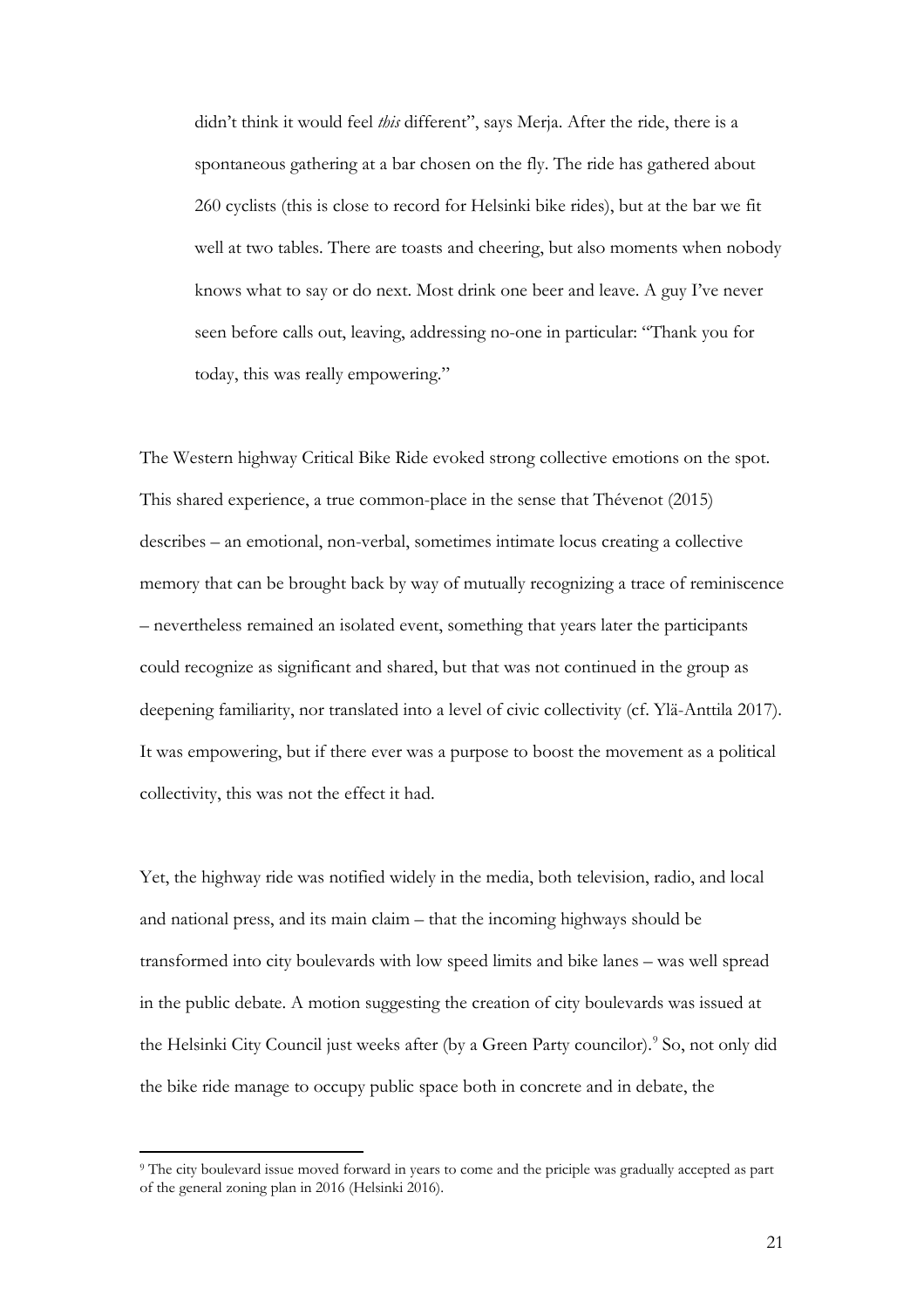> didn't think it would feel *this* different", says Merja. After the ride, there is a spontaneous gathering at a bar chosen on the fly. The ride has gathered about 260 cyclists (this is close to record for Helsinki bike rides), but at the bar we fit well at two tables. There are toasts and cheering, but also moments when nobody knows what to say or do next. Most drink one beer and leave. A guy I've never seen before calls out, leaving, addressing no-one in particular: "Thank you for today, this was really empowering."

The Western highway Critical Bike Ride evoked strong collective emotions on the spot. This shared experience, a true common-place in the sense that Thévenot (2015) describes – an emotional, non-verbal, sometimes intimate locus creating a collective memory that can be brought back by way of mutually recognizing a trace of reminiscence – nevertheless remained an isolated event, something that years later the participants could recognize as significant and shared, but that was not continued in the group as deepening familiarity, nor translated into a level of civic collectivity (cf. Ylä-Anttila 2017). It was empowering, but if there ever was a purpose to boost the movement as a political collectivity, this was not the effect it had.

Yet, the highway ride was notified widely in the media, both television, radio, and local and national press, and its main claim – that the incoming highways should be transformed into city boulevards with low speed limits and bike lanes – was well spread in the public debate. A motion suggesting the creation of city boulevards was issued at the Helsinki City Council just weeks after (by a Green Party councilor).[9] So, not only did the bike ride manage to occupy public space both in concrete and in debate, the

[9] The city boulevard issue moved forward in years to come and the priciple was gradually accepted as part of the general zoning plan in 2016 (Helsinki 2016).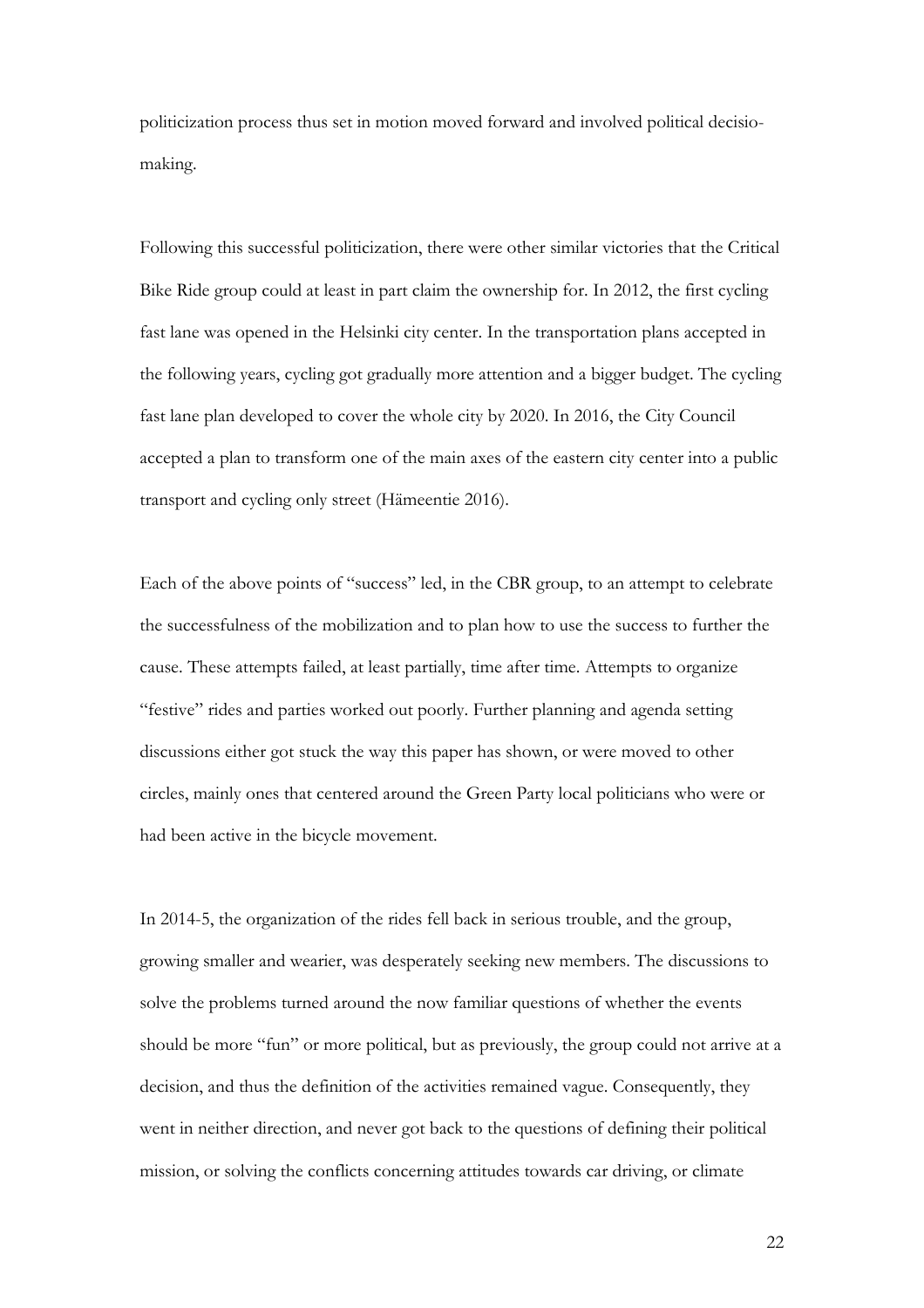politicization process thus set in motion moved forward and involved political decisio-making.

Following this successful politicization, there were other similar victories that the Critical Bike Ride group could at least in part claim the ownership for. In 2012, the first cycling fast lane was opened in the Helsinki city center. In the transportation plans accepted in the following years, cycling got gradually more attention and a bigger budget. The cycling fast lane plan developed to cover the whole city by 2020. In 2016, the City Council accepted a plan to transform one of the main axes of the eastern city center into a public transport and cycling only street (Hämeentie 2016).

Each of the above points of "success" led, in the CBR group, to an attempt to celebrate the successfulness of the mobilization and to plan how to use the success to further the cause. These attempts failed, at least partially, time after time. Attempts to organize "festive" rides and parties worked out poorly. Further planning and agenda setting discussions either got stuck the way this paper has shown, or were moved to other circles, mainly ones that centered around the Green Party local politicians who were or had been active in the bicycle movement.

In 2014-5, the organization of the rides fell back in serious trouble, and the group, growing smaller and wearier, was desperately seeking new members. The discussions to solve the problems turned around the now familiar questions of whether the events should be more "fun" or more political, but as previously, the group could not arrive at a decision, and thus the definition of the activities remained vague. Consequently, they went in neither direction, and never got back to the questions of defining their political mission, or solving the conflicts concerning attitudes towards car driving, or climate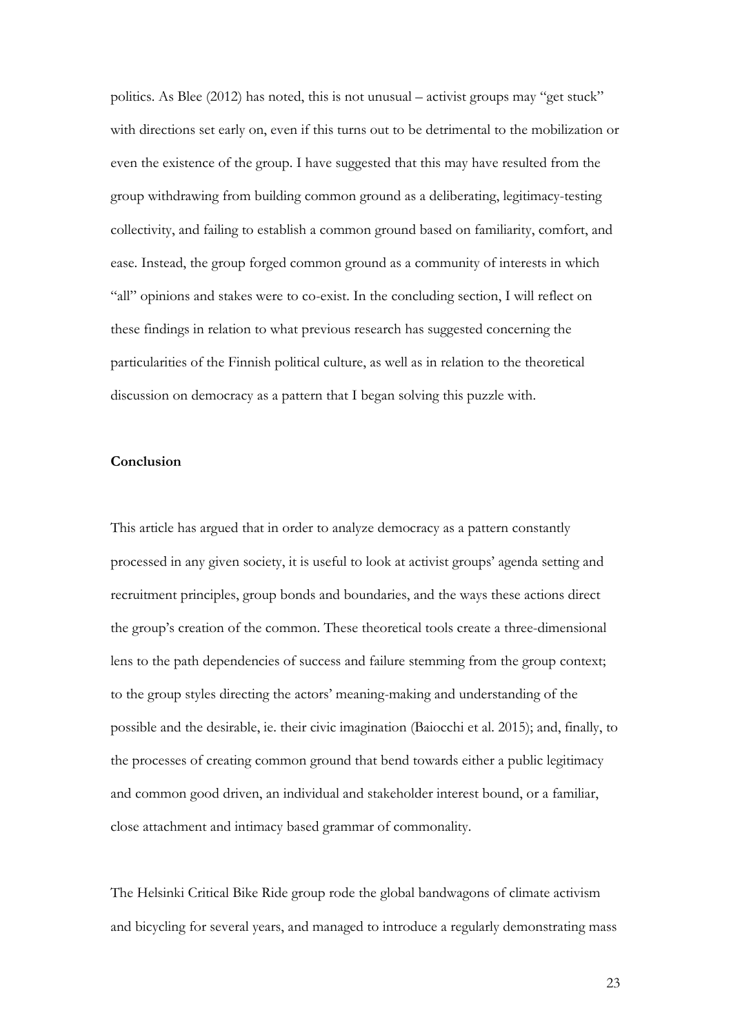politics. As Blee (2012) has noted, this is not unusual – activist groups may "get stuck" with directions set early on, even if this turns out to be detrimental to the mobilization or even the existence of the group. I have suggested that this may have resulted from the group withdrawing from building common ground as a deliberating, legitimacy-testing collectivity, and failing to establish a common ground based on familiarity, comfort, and ease. Instead, the group forged common ground as a community of interests in which "all" opinions and stakes were to co-exist. In the concluding section, I will reflect on these findings in relation to what previous research has suggested concerning the particularities of the Finnish political culture, as well as in relation to the theoretical discussion on democracy as a pattern that I began solving this puzzle with.

## Conclusion

This article has argued that in order to analyze democracy as a pattern constantly processed in any given society, it is useful to look at activist groups' agenda setting and recruitment principles, group bonds and boundaries, and the ways these actions direct the group's creation of the common. These theoretical tools create a three-dimensional lens to the path dependencies of success and failure stemming from the group context; to the group styles directing the actors' meaning-making and understanding of the possible and the desirable, ie. their civic imagination (Baiocchi et al. 2015); and, finally, to the processes of creating common ground that bend towards either a public legitimacy and common good driven, an individual and stakeholder interest bound, or a familiar, close attachment and intimacy based grammar of commonality.

The Helsinki Critical Bike Ride group rode the global bandwagons of climate activism and bicycling for several years, and managed to introduce a regularly demonstrating mass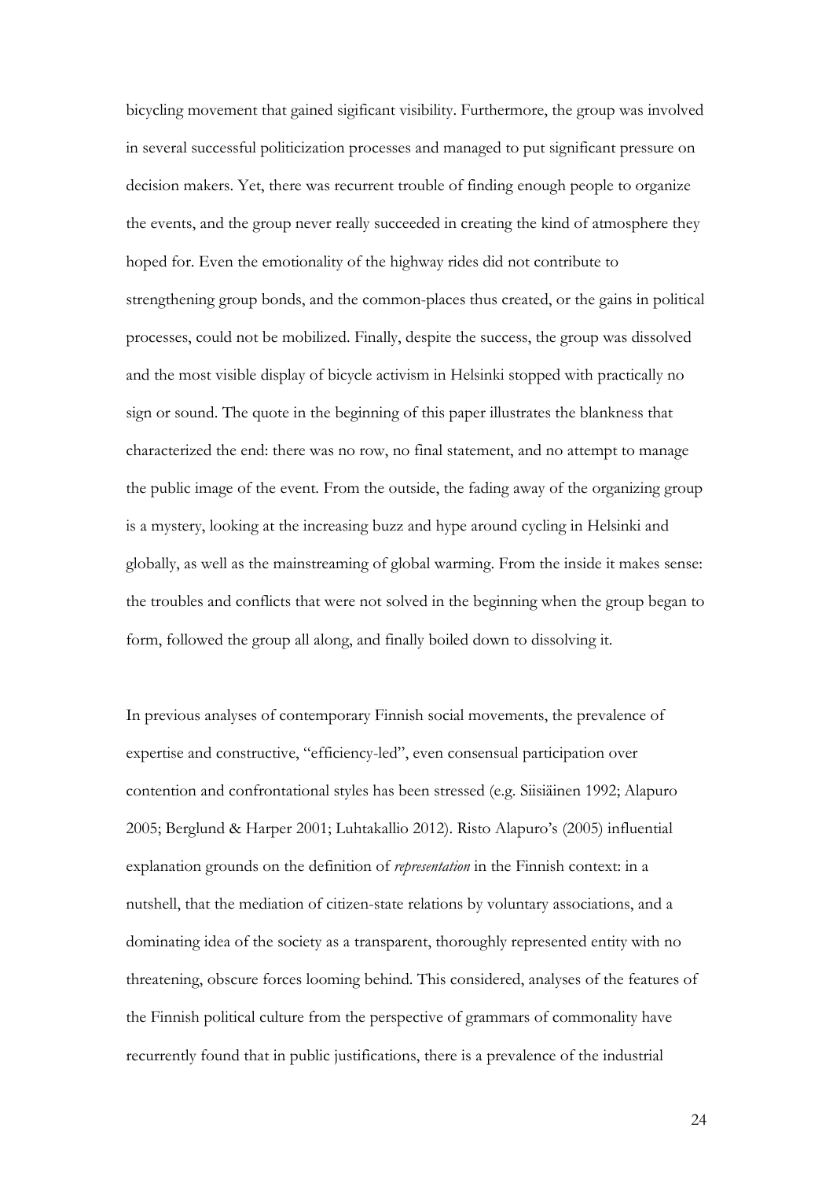bicycling movement that gained sigificant visibility. Furthermore, the group was involved in several successful politicization processes and managed to put significant pressure on decision makers. Yet, there was recurrent trouble of finding enough people to organize the events, and the group never really succeeded in creating the kind of atmosphere they hoped for. Even the emotionality of the highway rides did not contribute to strengthening group bonds, and the common-places thus created, or the gains in political processes, could not be mobilized. Finally, despite the success, the group was dissolved and the most visible display of bicycle activism in Helsinki stopped with practically no sign or sound. The quote in the beginning of this paper illustrates the blankness that characterized the end: there was no row, no final statement, and no attempt to manage the public image of the event. From the outside, the fading away of the organizing group is a mystery, looking at the increasing buzz and hype around cycling in Helsinki and globally, as well as the mainstreaming of global warming. From the inside it makes sense: the troubles and conflicts that were not solved in the beginning when the group began to form, followed the group all along, and finally boiled down to dissolving it.

In previous analyses of contemporary Finnish social movements, the prevalence of expertise and constructive, "efficiency-led", even consensual participation over contention and confrontational styles has been stressed (e.g. Siisiäinen 1992; Alapuro 2005; Berglund & Harper 2001; Luhtakallio 2012). Risto Alapuro's (2005) influential explanation grounds on the definition of *representation* in the Finnish context: in a nutshell, that the mediation of citizen-state relations by voluntary associations, and a dominating idea of the society as a transparent, thoroughly represented entity with no threatening, obscure forces looming behind. This considered, analyses of the features of the Finnish political culture from the perspective of grammars of commonality have recurrently found that in public justifications, there is a prevalence of the industrial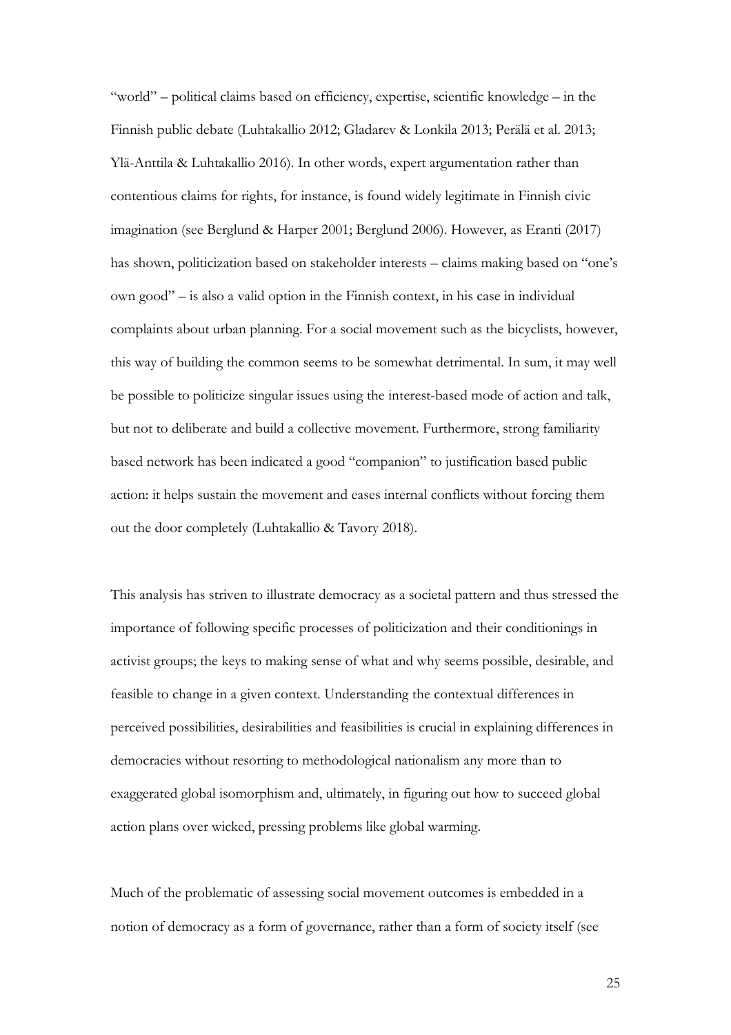"world" – political claims based on efficiency, expertise, scientific knowledge – in the Finnish public debate (Luhtakallio 2012; Gladarev & Lonkila 2013; Perälä et al. 2013; Ylä-Anttila & Luhtakallio 2016). In other words, expert argumentation rather than contentious claims for rights, for instance, is found widely legitimate in Finnish civic imagination (see Berglund & Harper 2001; Berglund 2006). However, as Eranti (2017) has shown, politicization based on stakeholder interests – claims making based on "one's own good" – is also a valid option in the Finnish context, in his case in individual complaints about urban planning. For a social movement such as the bicyclists, however, this way of building the common seems to be somewhat detrimental. In sum, it may well be possible to politicize singular issues using the interest-based mode of action and talk, but not to deliberate and build a collective movement. Furthermore, strong familiarity based network has been indicated a good "companion" to justification based public action: it helps sustain the movement and eases internal conflicts without forcing them out the door completely (Luhtakallio & Tavory 2018).

This analysis has striven to illustrate democracy as a societal pattern and thus stressed the importance of following specific processes of politicization and their conditionings in activist groups; the keys to making sense of what and why seems possible, desirable, and feasible to change in a given context. Understanding the contextual differences in perceived possibilities, desirabilities and feasibilities is crucial in explaining differences in democracies without resorting to methodological nationalism any more than to exaggerated global isomorphism and, ultimately, in figuring out how to succeed global action plans over wicked, pressing problems like global warming.

Much of the problematic of assessing social movement outcomes is embedded in a notion of democracy as a form of governance, rather than a form of society itself (see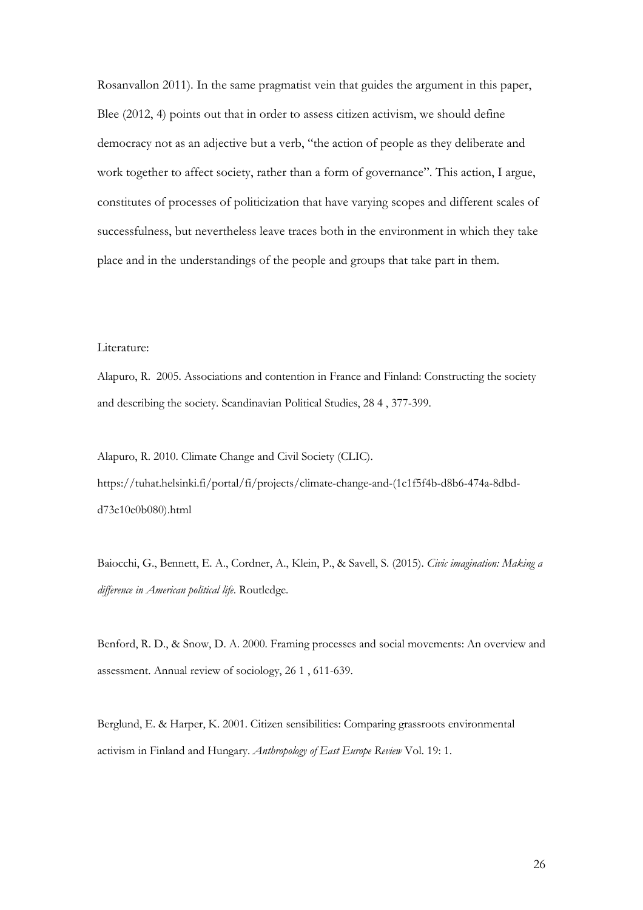Rosanvallon 2011). In the same pragmatist vein that guides the argument in this paper, Blee (2012, 4) points out that in order to assess citizen activism, we should define democracy not as an adjective but a verb, "the action of people as they deliberate and work together to affect society, rather than a form of governance". This action, I argue, constitutes of processes of politicization that have varying scopes and different scales of successfulness, but nevertheless leave traces both in the environment in which they take place and in the understandings of the people and groups that take part in them.

Literature:

Alapuro, R. 2005. Associations and contention in France and Finland: Constructing the society and describing the society. Scandinavian Political Studies, 28 4 , 377-399.

Alapuro, R. 2010. Climate Change and Civil Society (CLIC). https://tuhat.helsinki.fi/portal/fi/projects/climate-change-and-(1c1f5f4b-d8b6-474a-8dbd-d73e10e0b080).html

Baiocchi, G., Bennett, E. A., Cordner, A., Klein, P., & Savell, S. (2015). *Civic imagination: Making a difference in American political life*. Routledge.

Benford, R. D., & Snow, D. A. 2000. Framing processes and social movements: An overview and assessment. Annual review of sociology, 26 1 , 611-639.

Berglund, E. & Harper, K. 2001. Citizen sensibilities: Comparing grassroots environmental activism in Finland and Hungary. *Anthropology of East Europe Review* Vol. 19: 1.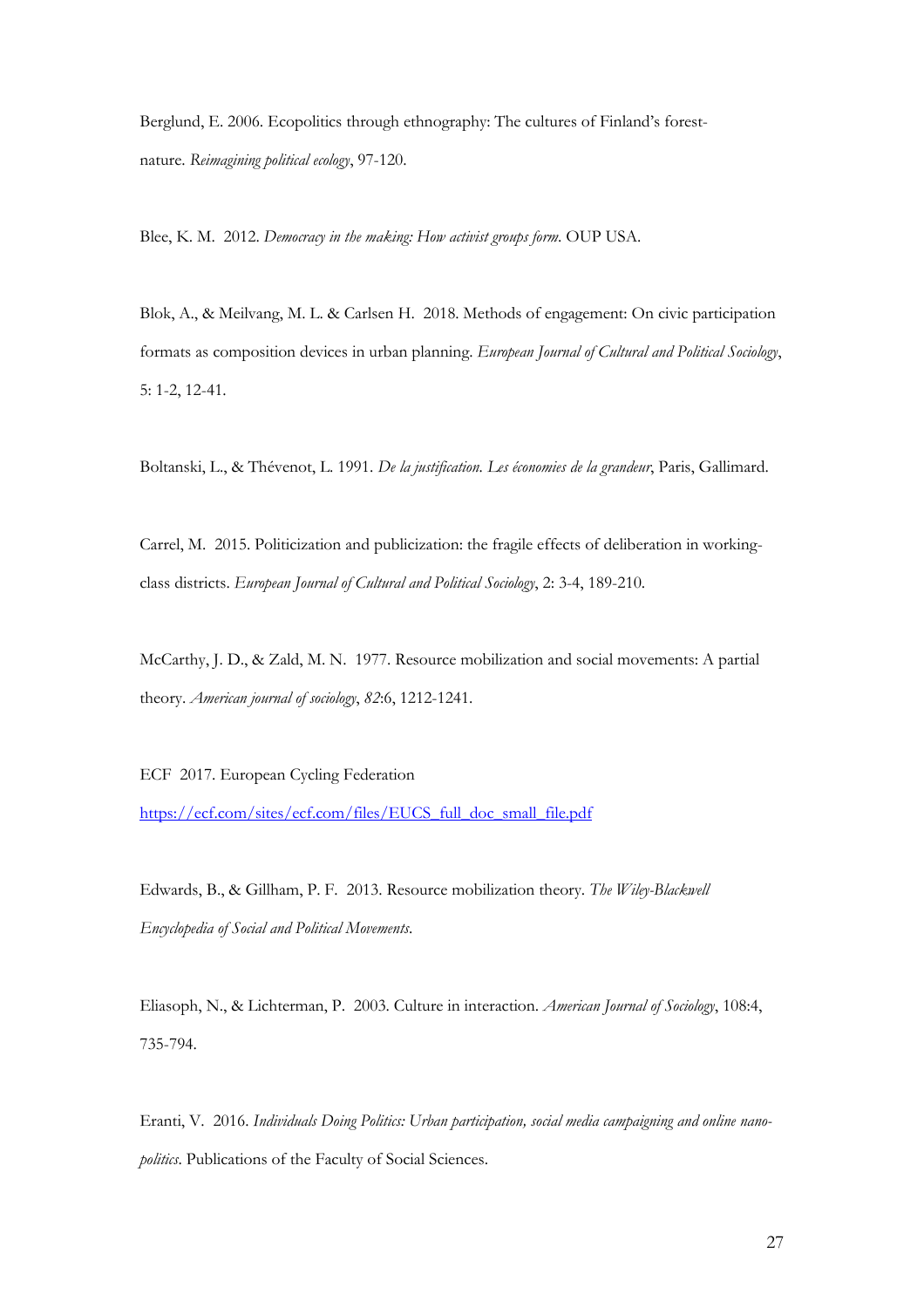Berglund, E. 2006. Ecopolitics through ethnography: The cultures of Finland's forest-nature. *Reimagining political ecology*, 97-120.

Blee, K. M. 2012. *Democracy in the making: How activist groups form*. OUP USA.

Blok, A., & Meilvang, M. L. & Carlsen H. 2018. Methods of engagement: On civic participation formats as composition devices in urban planning. *European Journal of Cultural and Political Sociology*, 5: 1-2, 12-41.

Boltanski, L., & Thévenot, L. 1991. *De la justification. Les économies de la grandeur*, Paris, Gallimard.

Carrel, M. 2015. Politicization and publicization: the fragile effects of deliberation in working-class districts. *European Journal of Cultural and Political Sociology*, 2: 3-4, 189-210.

McCarthy, J. D., & Zald, M. N. 1977. Resource mobilization and social movements: A partial theory. *American journal of sociology*, *82*:6, 1212-1241.

ECF 2017. European Cycling Federation
https://ecf.com/sites/ecf.com/files/EUCS_full_doc_small_file.pdf

Edwards, B., & Gillham, P. F. 2013. Resource mobilization theory. *The Wiley-Blackwell Encyclopedia of Social and Political Movements*.

Eliasoph, N., & Lichterman, P. 2003. Culture in interaction. *American Journal of Sociology*, 108:4, 735-794.

Eranti, V. 2016. *Individuals Doing Politics: Urban participation, social media campaigning and online nano-politics*. Publications of the Faculty of Social Sciences.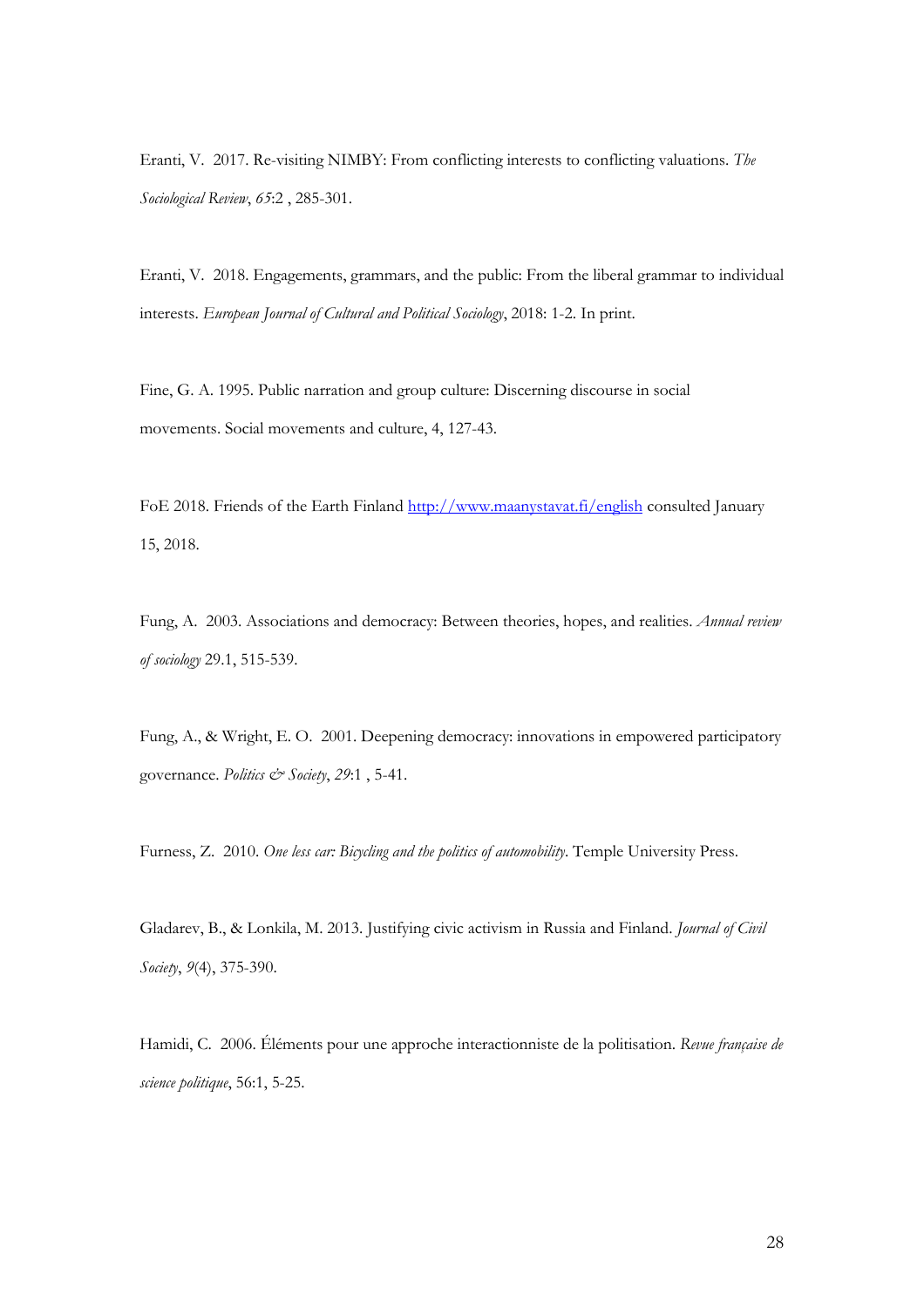Eranti, V. 2017. Re-visiting NIMBY: From conflicting interests to conflicting valuations. *The Sociological Review*, *65*:2 , 285-301.

Eranti, V. 2018. Engagements, grammars, and the public: From the liberal grammar to individual interests. *European Journal of Cultural and Political Sociology*, 2018: 1-2. In print.

Fine, G. A. 1995. Public narration and group culture: Discerning discourse in social movements. Social movements and culture, 4, 127-43.

FoE 2018. Friends of the Earth Finland [http://www.maanystavat.fi/english](http://www.maanystavat.fi/english) consulted January 15, 2018.

Fung, A. 2003. Associations and democracy: Between theories, hopes, and realities. *Annual review of sociology* 29.1, 515-539.

Fung, A., & Wright, E. O. 2001. Deepening democracy: innovations in empowered participatory governance. *Politics & Society*, *29*:1 , 5-41.

Furness, Z. 2010. *One less car: Bicycling and the politics of automobility*. Temple University Press.

Gladarev, B., & Lonkila, M. 2013. Justifying civic activism in Russia and Finland. *Journal of Civil Society*, *9*(4), 375-390.

Hamidi, C. 2006. Éléments pour une approche interactionniste de la politisation. *Revue française de science politique*, 56:1, 5-25.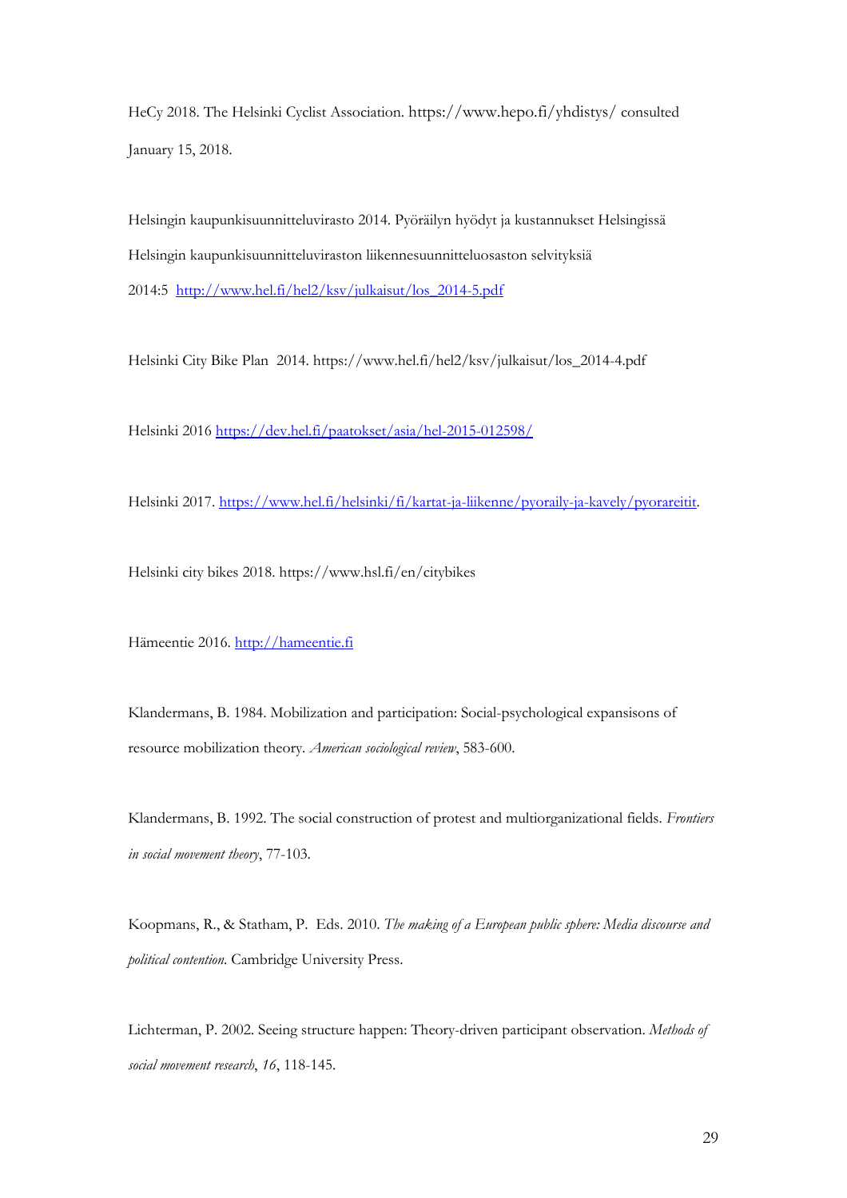HeCy 2018. The Helsinki Cyclist Association. https://www.hepo.fi/yhdistys/ consulted January 15, 2018.

Helsingin kaupunkisuunnitteluvirasto 2014. Pyöräilyn hyödyt ja kustannukset Helsingissä Helsingin kaupunkisuunnitteluviraston liikennesuunnitteluosaston selvityksiä 2014:5 http://www.hel.fi/hel2/ksv/julkaisut/los_2014-5.pdf

Helsinki City Bike Plan 2014. https://www.hel.fi/hel2/ksv/julkaisut/los_2014-4.pdf

Helsinki 2016 https://dev.hel.fi/paatokset/asia/hel-2015-012598/

Helsinki 2017. https://www.hel.fi/helsinki/fi/kartat-ja-liikenne/pyoraily-ja-kavely/pyorareitit.

Helsinki city bikes 2018. https://www.hsl.fi/en/citybikes

Hämeentie 2016. http://hameentie.fi

Klandermans, B. 1984. Mobilization and participation: Social-psychological expansisons of resource mobilization theory. *American sociological review*, 583-600.

Klandermans, B. 1992. The social construction of protest and multiorganizational fields. *Frontiers in social movement theory*, 77-103.

Koopmans, R., & Statham, P. Eds. 2010. *The making of a European public sphere: Media discourse and political contention*. Cambridge University Press.

Lichterman, P. 2002. Seeing structure happen: Theory-driven participant observation. *Methods of social movement research*, *16*, 118-145.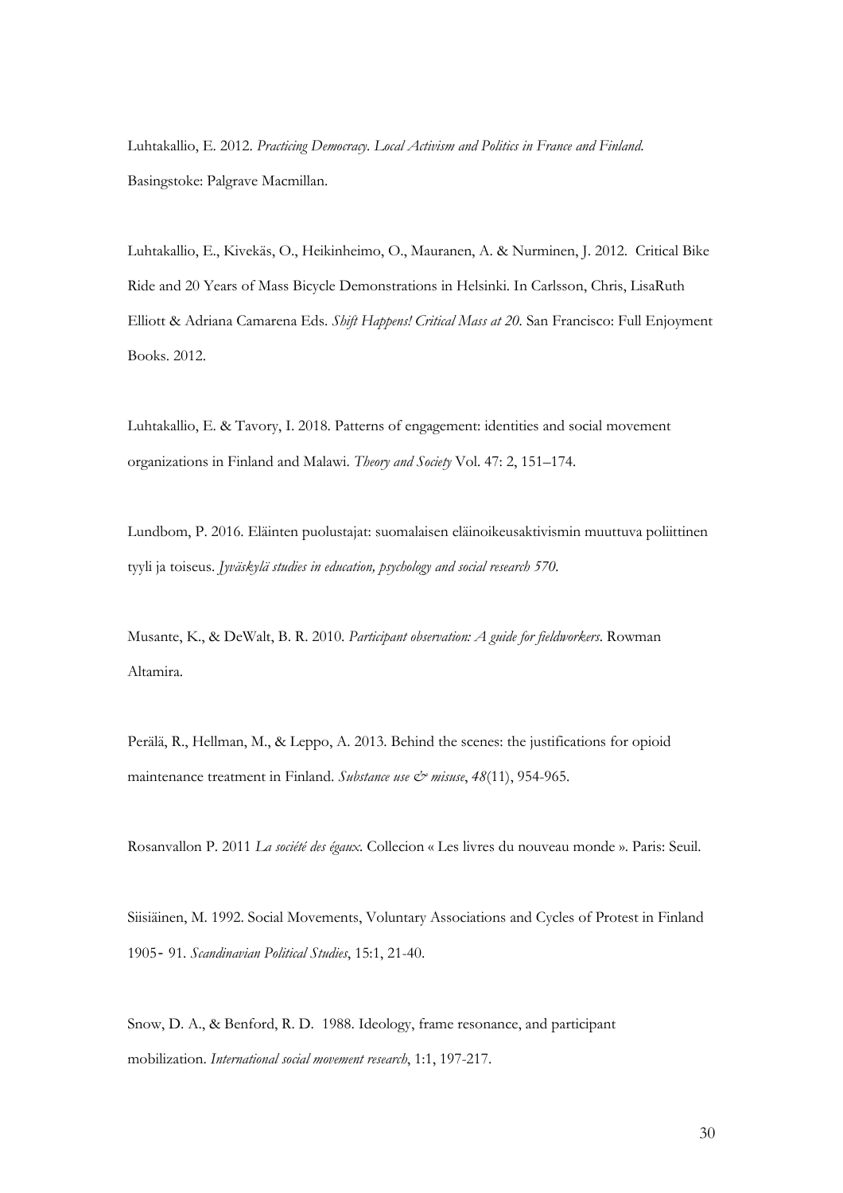Luhtakallio, E. 2012. *Practicing Democracy. Local Activism and Politics in France and Finland.* Basingstoke: Palgrave Macmillan.

Luhtakallio, E., Kivekäs, O., Heikinheimo, O., Mauranen, A. & Nurminen, J. 2012. Critical Bike Ride and 20 Years of Mass Bicycle Demonstrations in Helsinki. In Carlsson, Chris, LisaRuth Elliott & Adriana Camarena Eds. *Shift Happens! Critical Mass at 20*. San Francisco: Full Enjoyment Books. 2012.

Luhtakallio, E. & Tavory, I. 2018. Patterns of engagement: identities and social movement organizations in Finland and Malawi. *Theory and Society* Vol. 47: 2, 151–174.

Lundbom, P. 2016. Eläinten puolustajat: suomalaisen eläinoikeusaktivismin muuttuva poliittinen tyyli ja toiseus. *Jyväskylä studies in education, psychology and social research 570*.

Musante, K., & DeWalt, B. R. 2010. *Participant observation: A guide for fieldworkers*. Rowman Altamira.

Perälä, R., Hellman, M., & Leppo, A. 2013. Behind the scenes: the justifications for opioid maintenance treatment in Finland. *Substance use & misuse*, *48*(11), 954-965.

Rosanvallon P. 2011 *La société des égaux*. Collecion « Les livres du nouveau monde ». Paris: Seuil.

Siisiäinen, M. 1992. Social Movements, Voluntary Associations and Cycles of Protest in Finland 1905- 91. *Scandinavian Political Studies*, 15:1, 21-40.

Snow, D. A., & Benford, R. D. 1988. Ideology, frame resonance, and participant mobilization. *International social movement research*, 1:1, 197-217.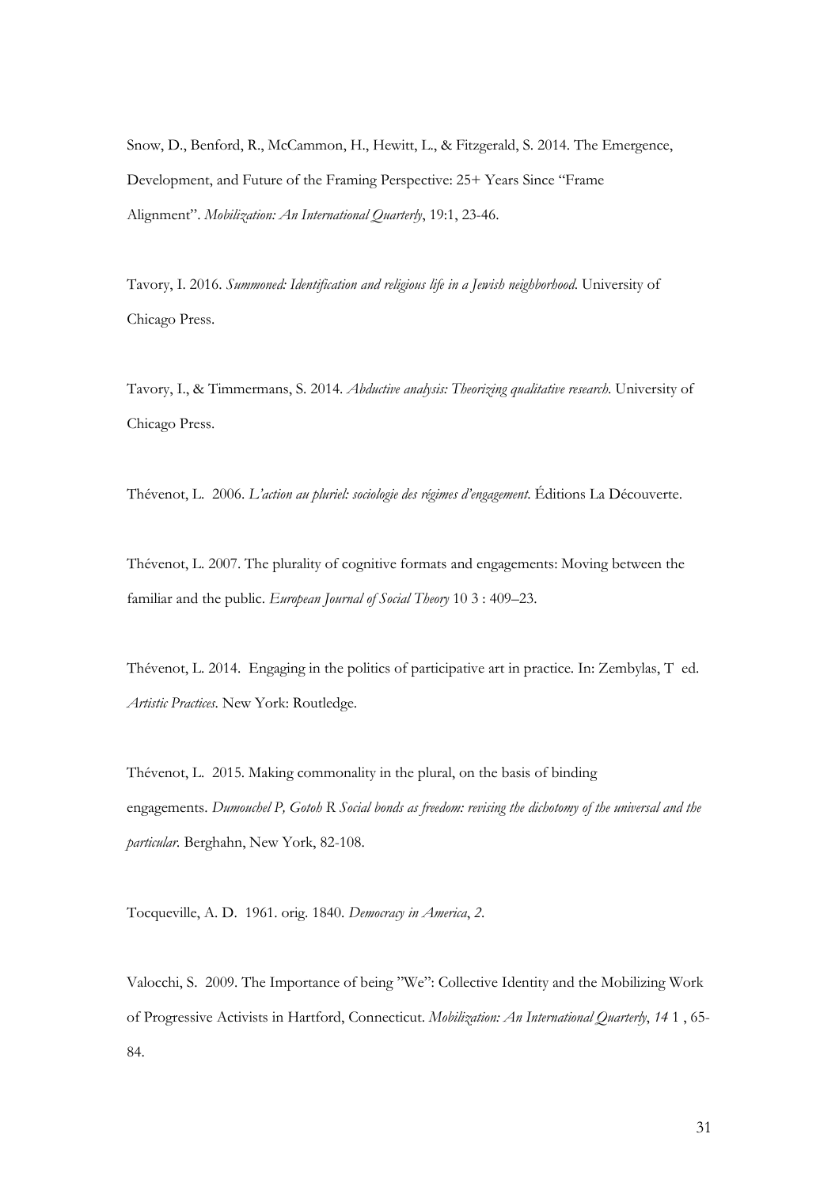Snow, D., Benford, R., McCammon, H., Hewitt, L., & Fitzgerald, S. 2014. The Emergence, Development, and Future of the Framing Perspective: 25+ Years Since "Frame Alignment". *Mobilization: An International Quarterly*, 19:1, 23-46.

Tavory, I. 2016. *Summoned: Identification and religious life in a Jewish neighborhood*. University of Chicago Press.

Tavory, I., & Timmermans, S. 2014. *Abductive analysis: Theorizing qualitative research*. University of Chicago Press.

Thévenot, L. 2006. *L'action au pluriel: sociologie des régimes d'engagement*. Éditions La Découverte.

Thévenot, L. 2007. The plurality of cognitive formats and engagements: Moving between the familiar and the public. *European Journal of Social Theory* 10 3 : 409–23.

Thévenot, L. 2014. Engaging in the politics of participative art in practice. In: Zembylas, T ed. *Artistic Practices*. New York: Routledge.

Thévenot, L. 2015. Making commonality in the plural, on the basis of binding engagements. *Dumouchel P, Gotoh R Social bonds as freedom: revising the dichotomy of the universal and the particular*. Berghahn, New York, 82-108.

Tocqueville, A. D. 1961. orig. 1840. *Democracy in America*, *2*.

Valocchi, S. 2009. The Importance of being "We": Collective Identity and the Mobilizing Work of Progressive Activists in Hartford, Connecticut. *Mobilization: An International Quarterly*, *14* 1 , 65-84.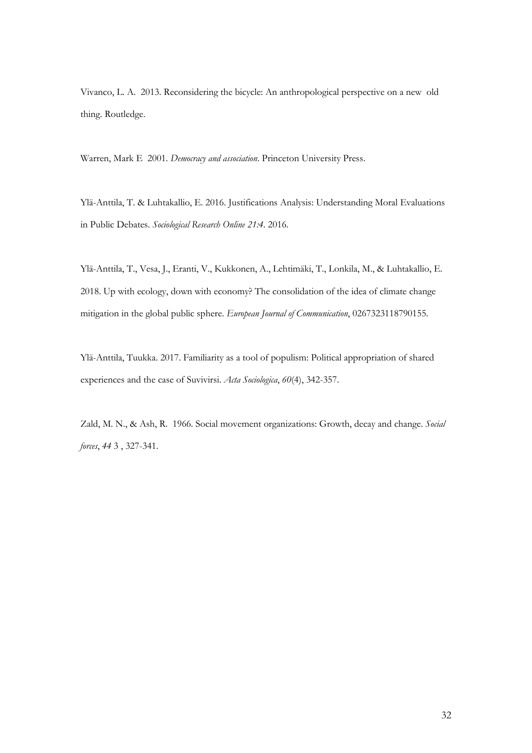Vivanco, L. A. 2013. Reconsidering the bicycle: An anthropological perspective on a new old thing. Routledge.

Warren, Mark E 2001. *Democracy and association*. Princeton University Press.

Ylä-Anttila, T. & Luhtakallio, E. 2016. Justifications Analysis: Understanding Moral Evaluations in Public Debates. *Sociological Research Online 21:4*. 2016.

Ylä-Anttila, T., Vesa, J., Eranti, V., Kukkonen, A., Lehtimäki, T., Lonkila, M., & Luhtakallio, E. 2018. Up with ecology, down with economy? The consolidation of the idea of climate change mitigation in the global public sphere. *European Journal of Communication*, 0267323118790155.

Ylä-Anttila, Tuukka. 2017. Familiarity as a tool of populism: Political appropriation of shared experiences and the case of Suvivirsi. *Acta Sociologica*, *60*(4), 342-357.

Zald, M. N., & Ash, R. 1966. Social movement organizations: Growth, decay and change. *Social forces*, *44* 3 , 327-341.